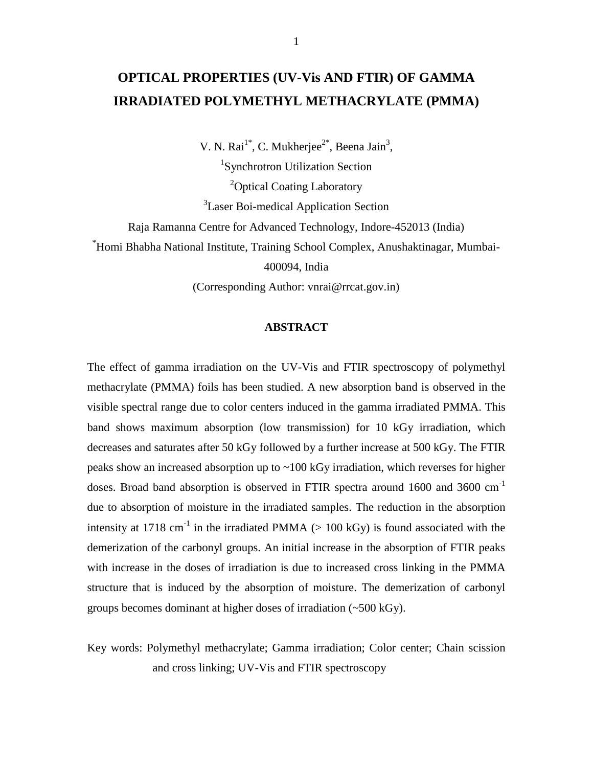# OPTICAL PROPERTIES (UV-Vis AND FTIR) OF GAMMA IRRADIATED POLYMETHYL METHACRYLATE (PMMA)

V. N. Rai[1*], C. Mukherjee[2*], Beena Jain[3],

[1]Synchrotron Utilization Section

[2]Optical Coating Laboratory

[3]Laser Boi-medical Application Section

Raja Ramanna Centre for Advanced Technology, Indore-452013 (India)

[*]Homi Bhabha National Institute, Training School Complex, Anushaktinagar, Mumbai-400094, India

(Corresponding Author: vnrai@rrcat.gov.in)

## ABSTRACT

The effect of gamma irradiation on the UV-Vis and FTIR spectroscopy of polymethyl methacrylate (PMMA) foils has been studied. A new absorption band is observed in the visible spectral range due to color centers induced in the gamma irradiated PMMA. This band shows maximum absorption (low transmission) for 10 kGy irradiation, which decreases and saturates after 50 kGy followed by a further increase at 500 kGy. The FTIR peaks show an increased absorption up to ~100 kGy irradiation, which reverses for higher doses. Broad band absorption is observed in FTIR spectra around 1600 and 3600 $cm^{-1}$ due to absorption of moisture in the irradiated samples. The reduction in the absorption intensity at 1718 $cm^{-1}$ in the irradiated PMMA (> 100 kGy) is found associated with the demerization of the carbonyl groups. An initial increase in the absorption of FTIR peaks with increase in the doses of irradiation is due to increased cross linking in the PMMA structure that is induced by the absorption of moisture. The demerization of carbonyl groups becomes dominant at higher doses of irradiation (~500 kGy).

Key words: Polymethyl methacrylate; Gamma irradiation; Color center; Chain scission and cross linking; UV-Vis and FTIR spectroscopy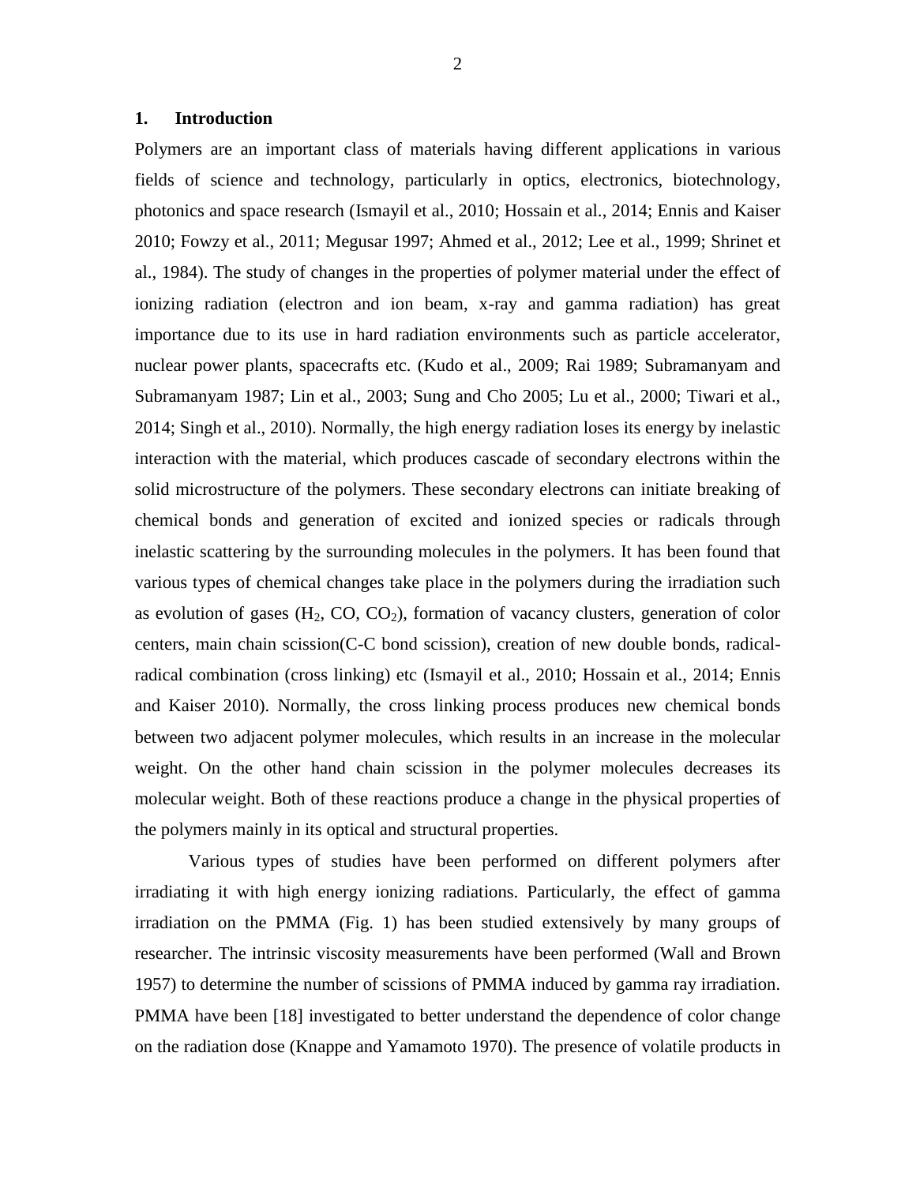## 1. Introduction

Polymers are an important class of materials having different applications in various fields of science and technology, particularly in optics, electronics, biotechnology, photonics and space research (Ismayil et al., 2010; Hossain et al., 2014; Ennis and Kaiser 2010; Fowzy et al., 2011; Megusar 1997; Ahmed et al., 2012; Lee et al., 1999; Shrinet et al., 1984). The study of changes in the properties of polymer material under the effect of ionizing radiation (electron and ion beam, x-ray and gamma radiation) has great importance due to its use in hard radiation environments such as particle accelerator, nuclear power plants, spacecrafts etc. (Kudo et al., 2009; Rai 1989; Subramanyam and Subramanyam 1987; Lin et al., 2003; Sung and Cho 2005; Lu et al., 2000; Tiwari et al., 2014; Singh et al., 2010). Normally, the high energy radiation loses its energy by inelastic interaction with the material, which produces cascade of secondary electrons within the solid microstructure of the polymers. These secondary electrons can initiate breaking of chemical bonds and generation of excited and ionized species or radicals through inelastic scattering by the surrounding molecules in the polymers. It has been found that various types of chemical changes take place in the polymers during the irradiation such as evolution of gases ($H_2$, $CO$, $CO_2$), formation of vacancy clusters, generation of color centers, main chain scission(C-C bond scission), creation of new double bonds, radical-radical combination (cross linking) etc (Ismayil et al., 2010; Hossain et al., 2014; Ennis and Kaiser 2010). Normally, the cross linking process produces new chemical bonds between two adjacent polymer molecules, which results in an increase in the molecular weight. On the other hand chain scission in the polymer molecules decreases its molecular weight. Both of these reactions produce a change in the physical properties of the polymers mainly in its optical and structural properties.

Various types of studies have been performed on different polymers after irradiating it with high energy ionizing radiations. Particularly, the effect of gamma irradiation on the PMMA (Fig. 1) has been studied extensively by many groups of researcher. The intrinsic viscosity measurements have been performed (Wall and Brown 1957) to determine the number of scissions of PMMA induced by gamma ray irradiation. PMMA have been [18] investigated to better understand the dependence of color change on the radiation dose (Knappe and Yamamoto 1970). The presence of volatile products in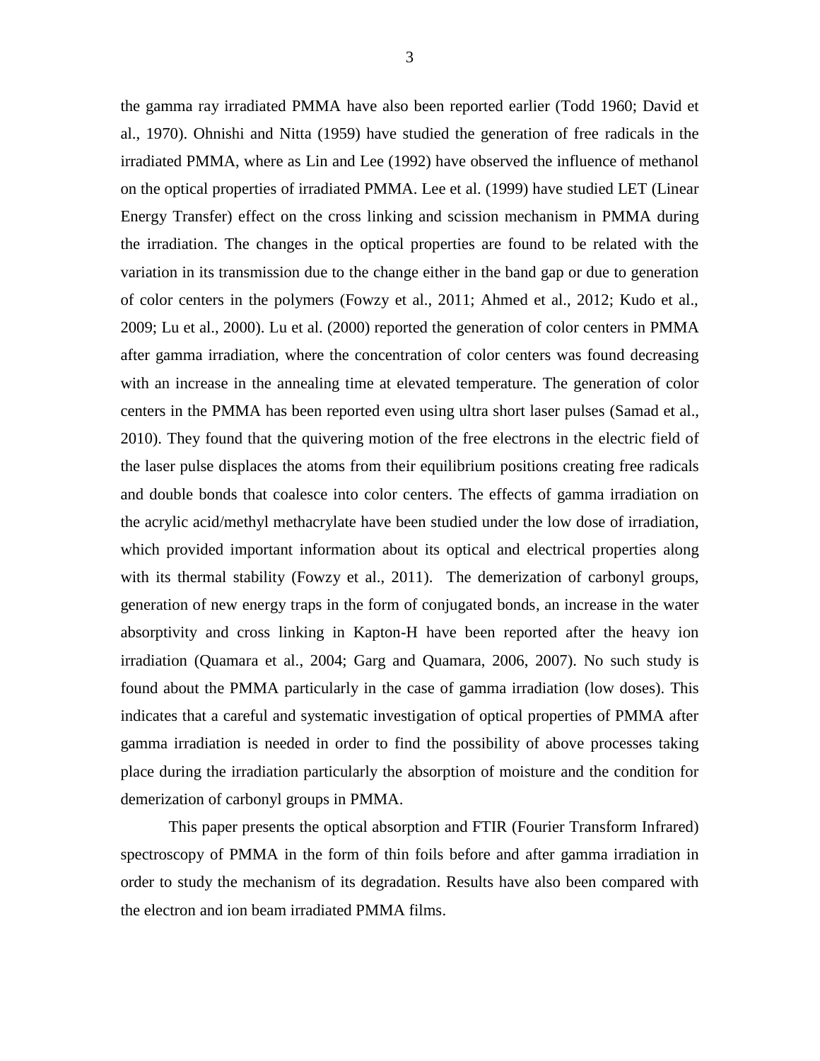the gamma ray irradiated PMMA have also been reported earlier (Todd 1960; David et al., 1970). Ohnishi and Nitta (1959) have studied the generation of free radicals in the irradiated PMMA, where as Lin and Lee (1992) have observed the influence of methanol on the optical properties of irradiated PMMA. Lee et al. (1999) have studied LET (Linear Energy Transfer) effect on the cross linking and scission mechanism in PMMA during the irradiation. The changes in the optical properties are found to be related with the variation in its transmission due to the change either in the band gap or due to generation of color centers in the polymers (Fowzy et al., 2011; Ahmed et al., 2012; Kudo et al., 2009; Lu et al., 2000). Lu et al. (2000) reported the generation of color centers in PMMA after gamma irradiation, where the concentration of color centers was found decreasing with an increase in the annealing time at elevated temperature. The generation of color centers in the PMMA has been reported even using ultra short laser pulses (Samad et al., 2010). They found that the quivering motion of the free electrons in the electric field of the laser pulse displaces the atoms from their equilibrium positions creating free radicals and double bonds that coalesce into color centers. The effects of gamma irradiation on the acrylic acid/methyl methacrylate have been studied under the low dose of irradiation, which provided important information about its optical and electrical properties along with its thermal stability (Fowzy et al., 2011). The demerization of carbonyl groups, generation of new energy traps in the form of conjugated bonds, an increase in the water absorptivity and cross linking in Kapton-H have been reported after the heavy ion irradiation (Quamara et al., 2004; Garg and Quamara, 2006, 2007). No such study is found about the PMMA particularly in the case of gamma irradiation (low doses). This indicates that a careful and systematic investigation of optical properties of PMMA after gamma irradiation is needed in order to find the possibility of above processes taking place during the irradiation particularly the absorption of moisture and the condition for demerization of carbonyl groups in PMMA.

This paper presents the optical absorption and FTIR (Fourier Transform Infrared) spectroscopy of PMMA in the form of thin foils before and after gamma irradiation in order to study the mechanism of its degradation. Results have also been compared with the electron and ion beam irradiated PMMA films.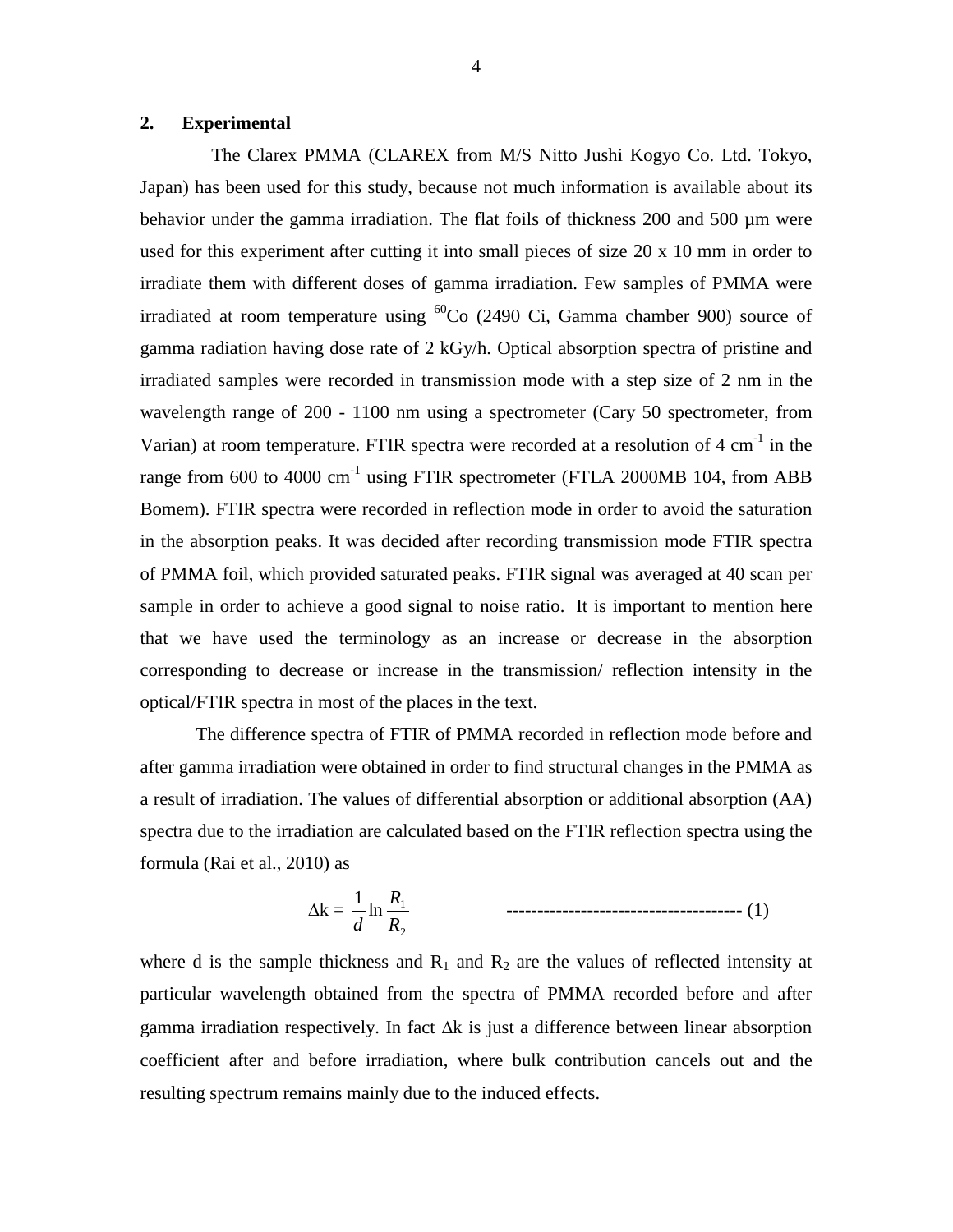## 2. Experimental

The Clarex PMMA (CLAREX from M/S Nitto Jushi Kogyo Co. Ltd. Tokyo, Japan) has been used for this study, because not much information is available about its behavior under the gamma irradiation. The flat foils of thickness 200 and 500 µm were used for this experiment after cutting it into small pieces of size 20 x 10 mm in order to irradiate them with different doses of gamma irradiation. Few samples of PMMA were irradiated at room temperature using $^{60}$Co (2490 Ci, Gamma chamber 900) source of gamma radiation having dose rate of 2 kGy/h. Optical absorption spectra of pristine and irradiated samples were recorded in transmission mode with a step size of 2 nm in the wavelength range of 200 - 1100 nm using a spectrometer (Cary 50 spectrometer, from Varian) at room temperature. FTIR spectra were recorded at a resolution of 4 cm$^{-1}$ in the range from 600 to 4000 cm$^{-1}$ using FTIR spectrometer (FTLA 2000MB 104, from ABB Bomem). FTIR spectra were recorded in reflection mode in order to avoid the saturation in the absorption peaks. It was decided after recording transmission mode FTIR spectra of PMMA foil, which provided saturated peaks. FTIR signal was averaged at 40 scan per sample in order to achieve a good signal to noise ratio. It is important to mention here that we have used the terminology as an increase or decrease in the absorption corresponding to decrease or increase in the transmission/ reflection intensity in the optical/FTIR spectra in most of the places in the text.

The difference spectra of FTIR of PMMA recorded in reflection mode before and after gamma irradiation were obtained in order to find structural changes in the PMMA as a result of irradiation. The values of differential absorption or additional absorption (AA) spectra due to the irradiation are calculated based on the FTIR reflection spectra using the formula (Rai et al., 2010) as

$$\Delta k = \frac{1}{d} \ln \frac{R_1}{R_2} \qquad (1)$$

where d is the sample thickness and $R_1$ and $R_2$ are the values of reflected intensity at particular wavelength obtained from the spectra of PMMA recorded before and after gamma irradiation respectively. In fact $\Delta k$ is just a difference between linear absorption coefficient after and before irradiation, where bulk contribution cancels out and the resulting spectrum remains mainly due to the induced effects.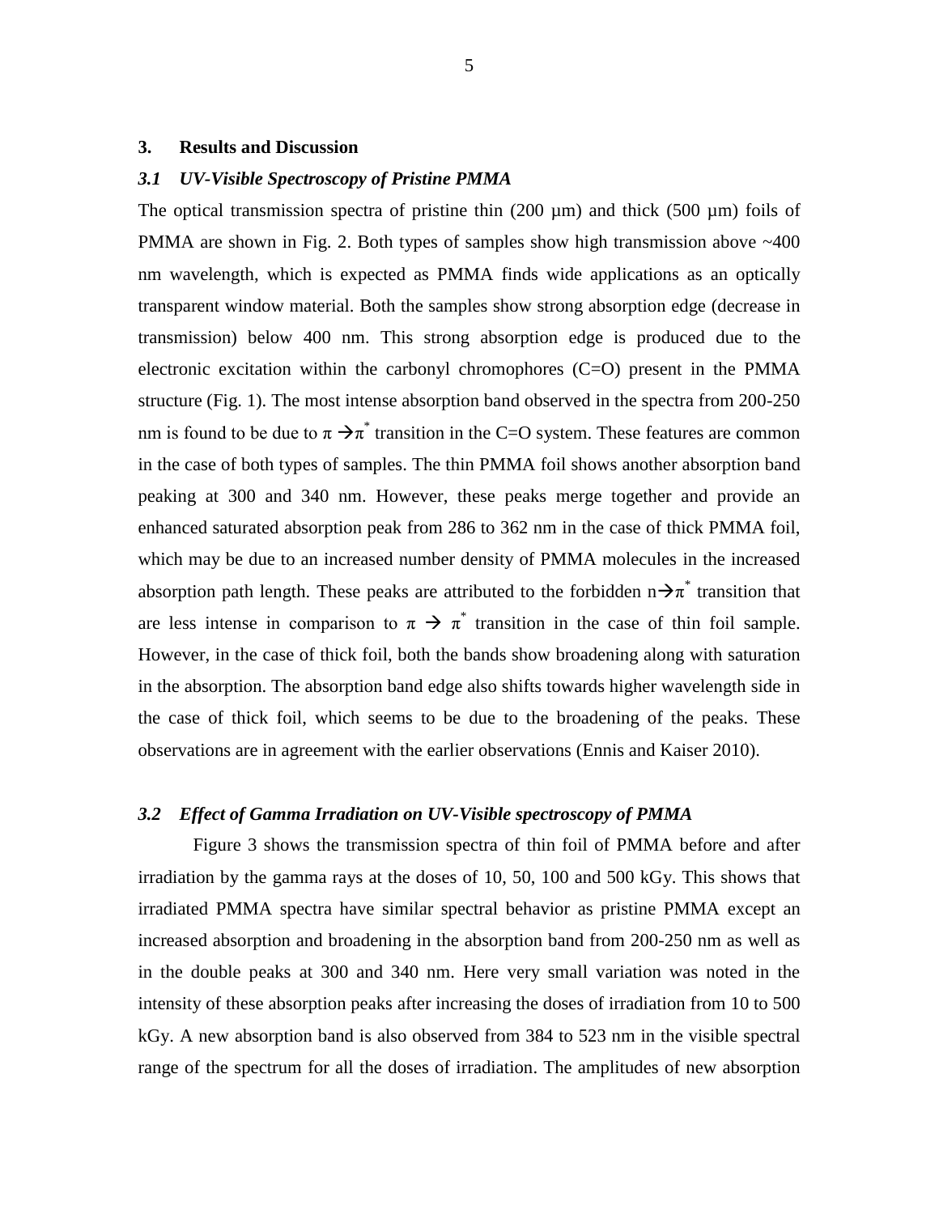## 3. Results and Discussion

### *3.1 UV-Visible Spectroscopy of Pristine PMMA*

The optical transmission spectra of pristine thin (200 μm) and thick (500 μm) foils of PMMA are shown in Fig. 2. Both types of samples show high transmission above ~400 nm wavelength, which is expected as PMMA finds wide applications as an optically transparent window material. Both the samples show strong absorption edge (decrease in transmission) below 400 nm. This strong absorption edge is produced due to the electronic excitation within the carbonyl chromophores (C=O) present in the PMMA structure (Fig. 1). The most intense absorption band observed in the spectra from 200-250 nm is found to be due to $\pi \rightarrow \pi^*$ transition in the C=O system. These features are common in the case of both types of samples. The thin PMMA foil shows another absorption band peaking at 300 and 340 nm. However, these peaks merge together and provide an enhanced saturated absorption peak from 286 to 362 nm in the case of thick PMMA foil, which may be due to an increased number density of PMMA molecules in the increased absorption path length. These peaks are attributed to the forbidden $n \rightarrow \pi^*$ transition that are less intense in comparison to $\pi \rightarrow \pi^*$ transition in the case of thin foil sample. However, in the case of thick foil, both the bands show broadening along with saturation in the absorption. The absorption band edge also shifts towards higher wavelength side in the case of thick foil, which seems to be due to the broadening of the peaks. These observations are in agreement with the earlier observations (Ennis and Kaiser 2010).

### *3.2 Effect of Gamma Irradiation on UV-Visible spectroscopy of PMMA*

Figure 3 shows the transmission spectra of thin foil of PMMA before and after irradiation by the gamma rays at the doses of 10, 50, 100 and 500 kGy. This shows that irradiated PMMA spectra have similar spectral behavior as pristine PMMA except an increased absorption and broadening in the absorption band from 200-250 nm as well as in the double peaks at 300 and 340 nm. Here very small variation was noted in the intensity of these absorption peaks after increasing the doses of irradiation from 10 to 500 kGy. A new absorption band is also observed from 384 to 523 nm in the visible spectral range of the spectrum for all the doses of irradiation. The amplitudes of new absorption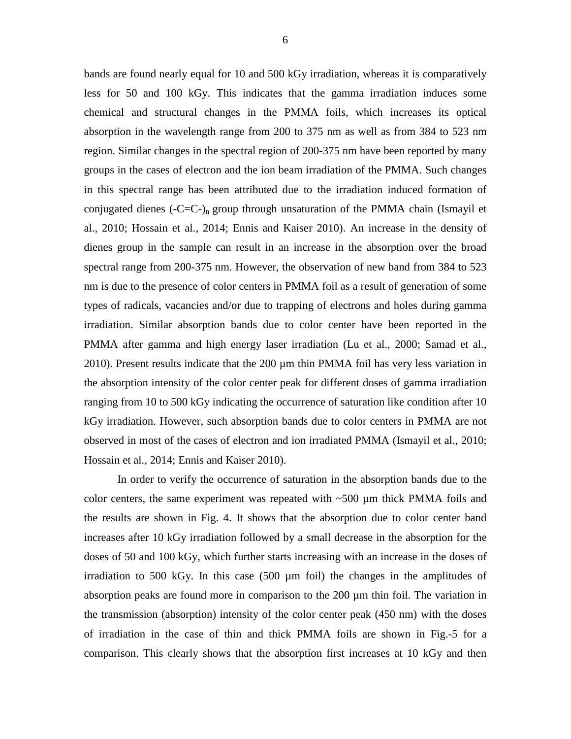bands are found nearly equal for 10 and 500 kGy irradiation, whereas it is comparatively less for 50 and 100 kGy. This indicates that the gamma irradiation induces some chemical and structural changes in the PMMA foils, which increases its optical absorption in the wavelength range from 200 to 375 nm as well as from 384 to 523 nm region. Similar changes in the spectral region of 200-375 nm have been reported by many groups in the cases of electron and the ion beam irradiation of the PMMA. Such changes in this spectral range has been attributed due to the irradiation induced formation of conjugated dienes $(-C=C-)_n$ group through unsaturation of the PMMA chain (Ismayil et al., 2010; Hossain et al., 2014; Ennis and Kaiser 2010). An increase in the density of dienes group in the sample can result in an increase in the absorption over the broad spectral range from 200-375 nm. However, the observation of new band from 384 to 523 nm is due to the presence of color centers in PMMA foil as a result of generation of some types of radicals, vacancies and/or due to trapping of electrons and holes during gamma irradiation. Similar absorption bands due to color center have been reported in the PMMA after gamma and high energy laser irradiation (Lu et al., 2000; Samad et al., 2010). Present results indicate that the 200 µm thin PMMA foil has very less variation in the absorption intensity of the color center peak for different doses of gamma irradiation ranging from 10 to 500 kGy indicating the occurrence of saturation like condition after 10 kGy irradiation. However, such absorption bands due to color centers in PMMA are not observed in most of the cases of electron and ion irradiated PMMA (Ismayil et al., 2010; Hossain et al., 2014; Ennis and Kaiser 2010).

In order to verify the occurrence of saturation in the absorption bands due to the color centers, the same experiment was repeated with ~500 µm thick PMMA foils and the results are shown in Fig. 4. It shows that the absorption due to color center band increases after 10 kGy irradiation followed by a small decrease in the absorption for the doses of 50 and 100 kGy, which further starts increasing with an increase in the doses of irradiation to 500 kGy. In this case (500 µm foil) the changes in the amplitudes of absorption peaks are found more in comparison to the 200 µm thin foil. The variation in the transmission (absorption) intensity of the color center peak (450 nm) with the doses of irradiation in the case of thin and thick PMMA foils are shown in Fig.-5 for a comparison. This clearly shows that the absorption first increases at 10 kGy and then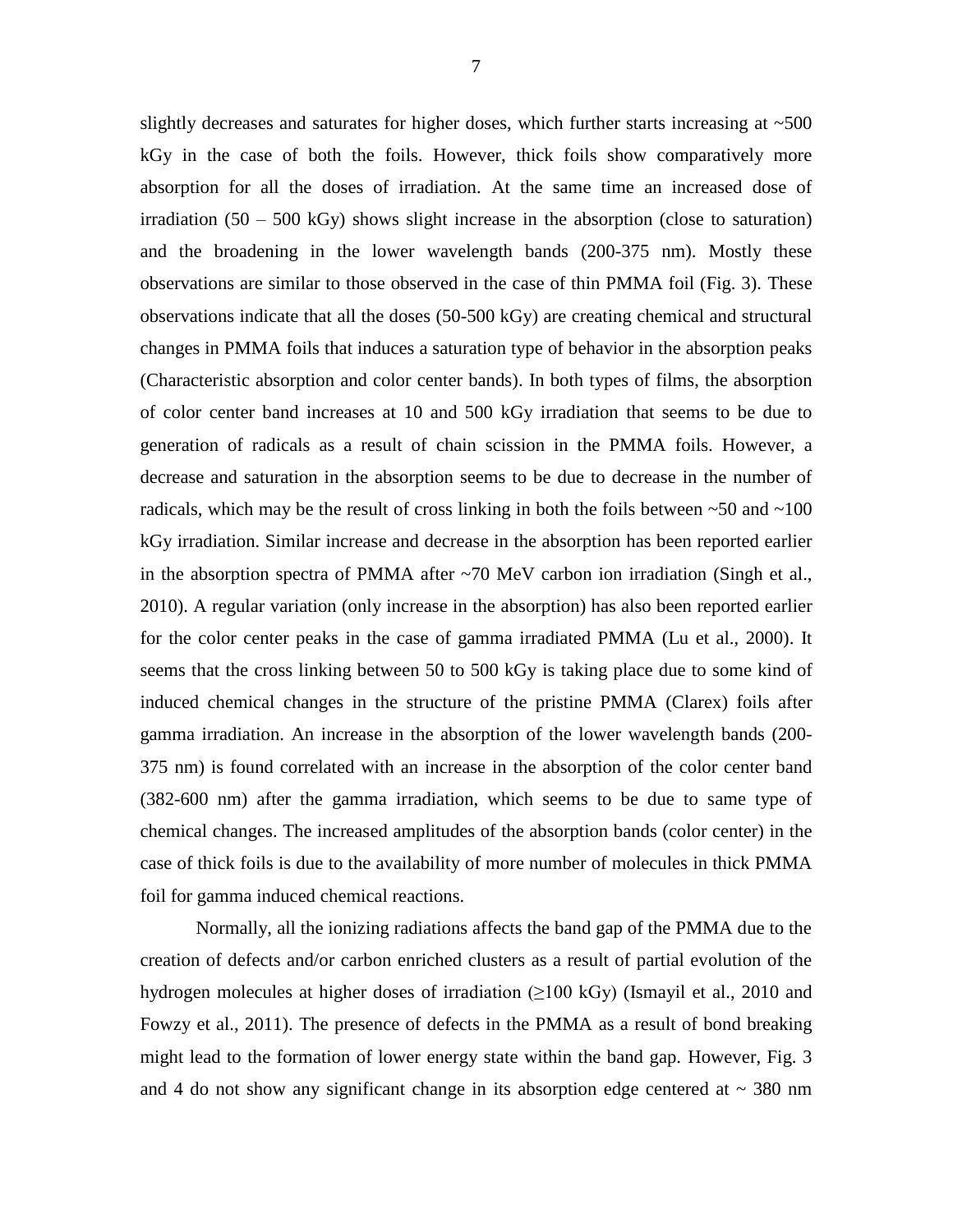slightly decreases and saturates for higher doses, which further starts increasing at ~500 kGy in the case of both the foils. However, thick foils show comparatively more absorption for all the doses of irradiation. At the same time an increased dose of irradiation (50 – 500 kGy) shows slight increase in the absorption (close to saturation) and the broadening in the lower wavelength bands (200-375 nm). Mostly these observations are similar to those observed in the case of thin PMMA foil (Fig. 3). These observations indicate that all the doses (50-500 kGy) are creating chemical and structural changes in PMMA foils that induces a saturation type of behavior in the absorption peaks (Characteristic absorption and color center bands). In both types of films, the absorption of color center band increases at 10 and 500 kGy irradiation that seems to be due to generation of radicals as a result of chain scission in the PMMA foils. However, a decrease and saturation in the absorption seems to be due to decrease in the number of radicals, which may be the result of cross linking in both the foils between ~50 and ~100 kGy irradiation. Similar increase and decrease in the absorption has been reported earlier in the absorption spectra of PMMA after ~70 MeV carbon ion irradiation (Singh et al., 2010). A regular variation (only increase in the absorption) has also been reported earlier for the color center peaks in the case of gamma irradiated PMMA (Lu et al., 2000). It seems that the cross linking between 50 to 500 kGy is taking place due to some kind of induced chemical changes in the structure of the pristine PMMA (Clarex) foils after gamma irradiation. An increase in the absorption of the lower wavelength bands (200-375 nm) is found correlated with an increase in the absorption of the color center band (382-600 nm) after the gamma irradiation, which seems to be due to same type of chemical changes. The increased amplitudes of the absorption bands (color center) in the case of thick foils is due to the availability of more number of molecules in thick PMMA foil for gamma induced chemical reactions.

Normally, all the ionizing radiations affects the band gap of the PMMA due to the creation of defects and/or carbon enriched clusters as a result of partial evolution of the hydrogen molecules at higher doses of irradiation ($\geq$100 kGy) (Ismayil et al., 2010 and Fowzy et al., 2011). The presence of defects in the PMMA as a result of bond breaking might lead to the formation of lower energy state within the band gap. However, Fig. 3 and 4 do not show any significant change in its absorption edge centered at ~ 380 nm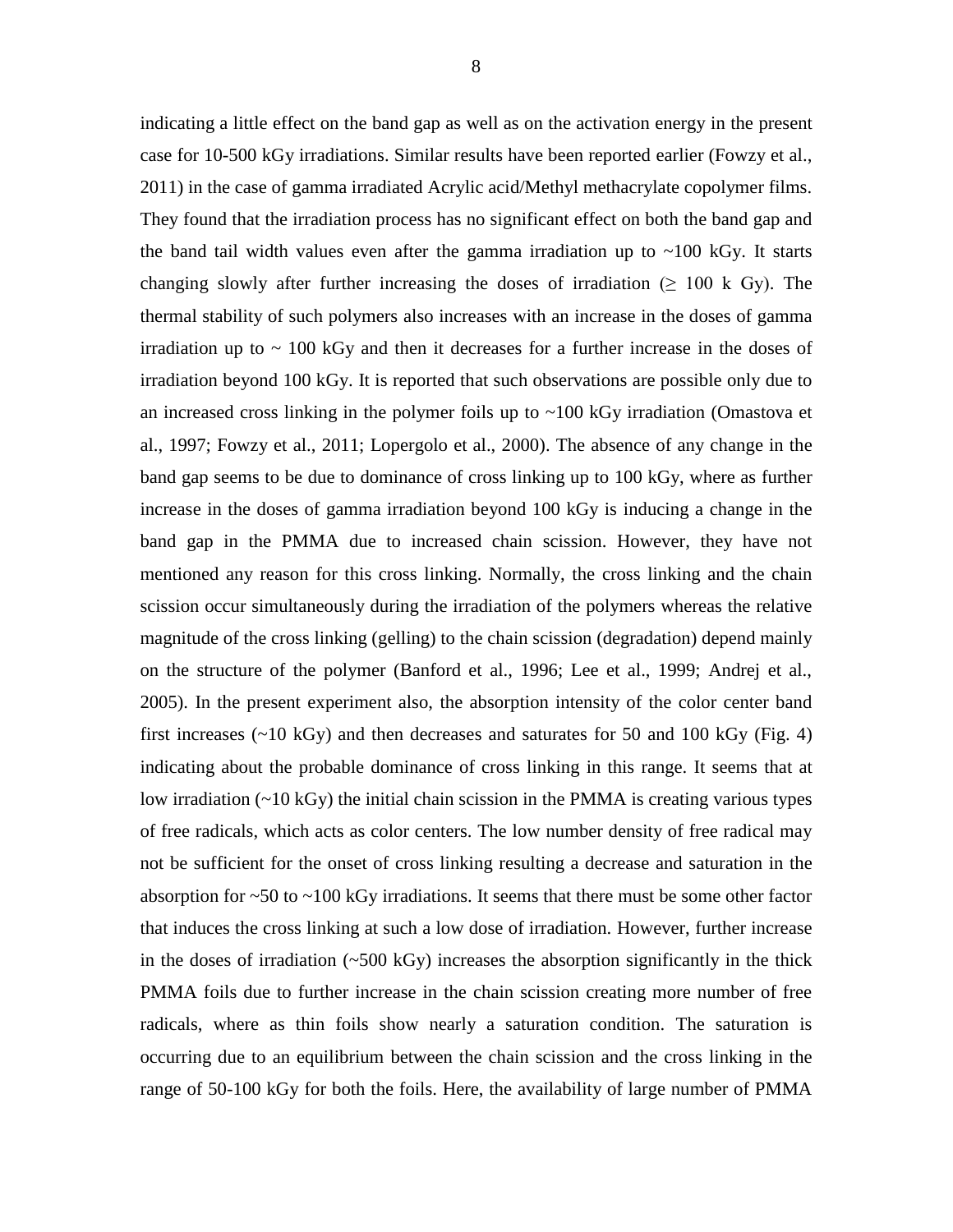indicating a little effect on the band gap as well as on the activation energy in the present case for 10-500 kGy irradiations. Similar results have been reported earlier (Fowzy et al., 2011) in the case of gamma irradiated Acrylic acid/Methyl methacrylate copolymer films. They found that the irradiation process has no significant effect on both the band gap and the band tail width values even after the gamma irradiation up to ~100 kGy. It starts changing slowly after further increasing the doses of irradiation ($\geq$ 100 k Gy). The thermal stability of such polymers also increases with an increase in the doses of gamma irradiation up to ~ 100 kGy and then it decreases for a further increase in the doses of irradiation beyond 100 kGy. It is reported that such observations are possible only due to an increased cross linking in the polymer foils up to ~100 kGy irradiation (Omastova et al., 1997; Fowzy et al., 2011; Lopergolo et al., 2000). The absence of any change in the band gap seems to be due to dominance of cross linking up to 100 kGy, where as further increase in the doses of gamma irradiation beyond 100 kGy is inducing a change in the band gap in the PMMA due to increased chain scission. However, they have not mentioned any reason for this cross linking. Normally, the cross linking and the chain scission occur simultaneously during the irradiation of the polymers whereas the relative magnitude of the cross linking (gelling) to the chain scission (degradation) depend mainly on the structure of the polymer (Banford et al., 1996; Lee et al., 1999; Andrej et al., 2005). In the present experiment also, the absorption intensity of the color center band first increases (~10 kGy) and then decreases and saturates for 50 and 100 kGy (Fig. 4) indicating about the probable dominance of cross linking in this range. It seems that at low irradiation (~10 kGy) the initial chain scission in the PMMA is creating various types of free radicals, which acts as color centers. The low number density of free radical may not be sufficient for the onset of cross linking resulting a decrease and saturation in the absorption for ~50 to ~100 kGy irradiations. It seems that there must be some other factor that induces the cross linking at such a low dose of irradiation. However, further increase in the doses of irradiation (~500 kGy) increases the absorption significantly in the thick PMMA foils due to further increase in the chain scission creating more number of free radicals, where as thin foils show nearly a saturation condition. The saturation is occurring due to an equilibrium between the chain scission and the cross linking in the range of 50-100 kGy for both the foils. Here, the availability of large number of PMMA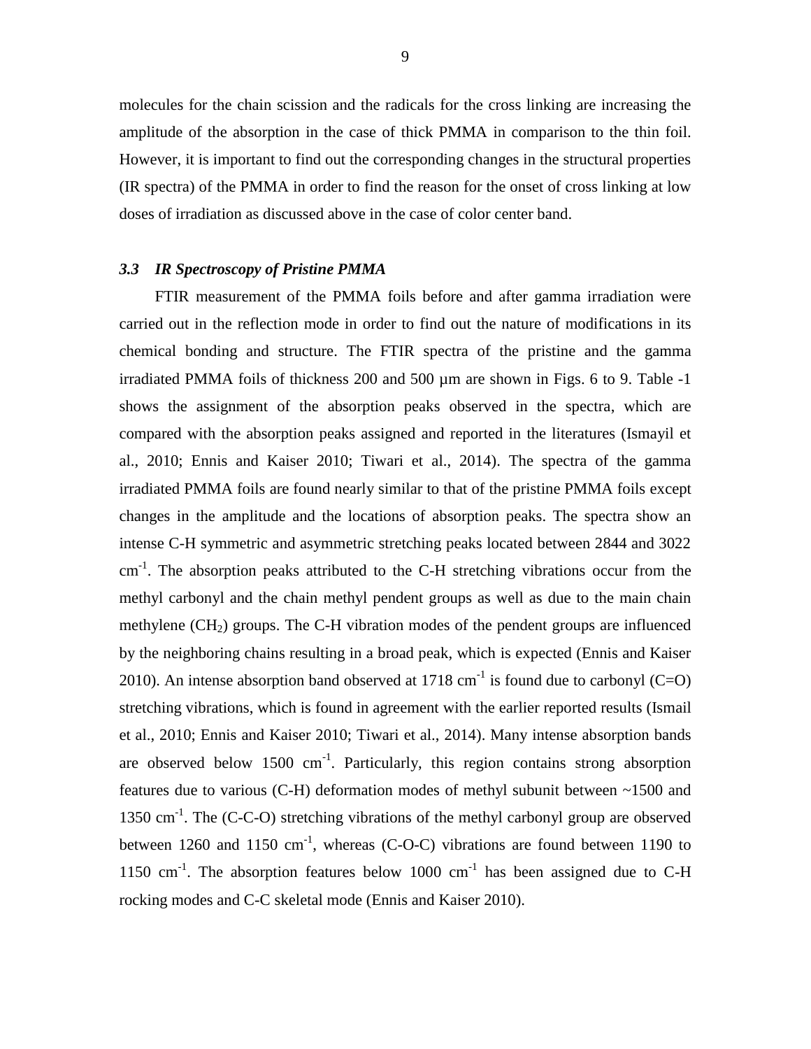molecules for the chain scission and the radicals for the cross linking are increasing the amplitude of the absorption in the case of thick PMMA in comparison to the thin foil. However, it is important to find out the corresponding changes in the structural properties (IR spectra) of the PMMA in order to find the reason for the onset of cross linking at low doses of irradiation as discussed above in the case of color center band.

### *3.3 IR Spectroscopy of Pristine PMMA*

FTIR measurement of the PMMA foils before and after gamma irradiation were carried out in the reflection mode in order to find out the nature of modifications in its chemical bonding and structure. The FTIR spectra of the pristine and the gamma irradiated PMMA foils of thickness 200 and 500 µm are shown in Figs. 6 to 9. Table -1 shows the assignment of the absorption peaks observed in the spectra, which are compared with the absorption peaks assigned and reported in the literatures (Ismayil et al., 2010; Ennis and Kaiser 2010; Tiwari et al., 2014). The spectra of the gamma irradiated PMMA foils are found nearly similar to that of the pristine PMMA foils except changes in the amplitude and the locations of absorption peaks. The spectra show an intense C-H symmetric and asymmetric stretching peaks located between 2844 and 3022 $cm^{-1}$. The absorption peaks attributed to the C-H stretching vibrations occur from the methyl carbonyl and the chain methyl pendent groups as well as due to the main chain methylene ($CH_2$) groups. The C-H vibration modes of the pendent groups are influenced by the neighboring chains resulting in a broad peak, which is expected (Ennis and Kaiser 2010). An intense absorption band observed at 1718 $cm^{-1}$ is found due to carbonyl (C=O) stretching vibrations, which is found in agreement with the earlier reported results (Ismail et al., 2010; Ennis and Kaiser 2010; Tiwari et al., 2014). Many intense absorption bands are observed below 1500 $cm^{-1}$. Particularly, this region contains strong absorption features due to various (C-H) deformation modes of methyl subunit between ~1500 and 1350 $cm^{-1}$. The (C-C-O) stretching vibrations of the methyl carbonyl group are observed between 1260 and 1150 $cm^{-1}$, whereas (C-O-C) vibrations are found between 1190 to 1150 $cm^{-1}$. The absorption features below 1000 $cm^{-1}$ has been assigned due to C-H rocking modes and C-C skeletal mode (Ennis and Kaiser 2010).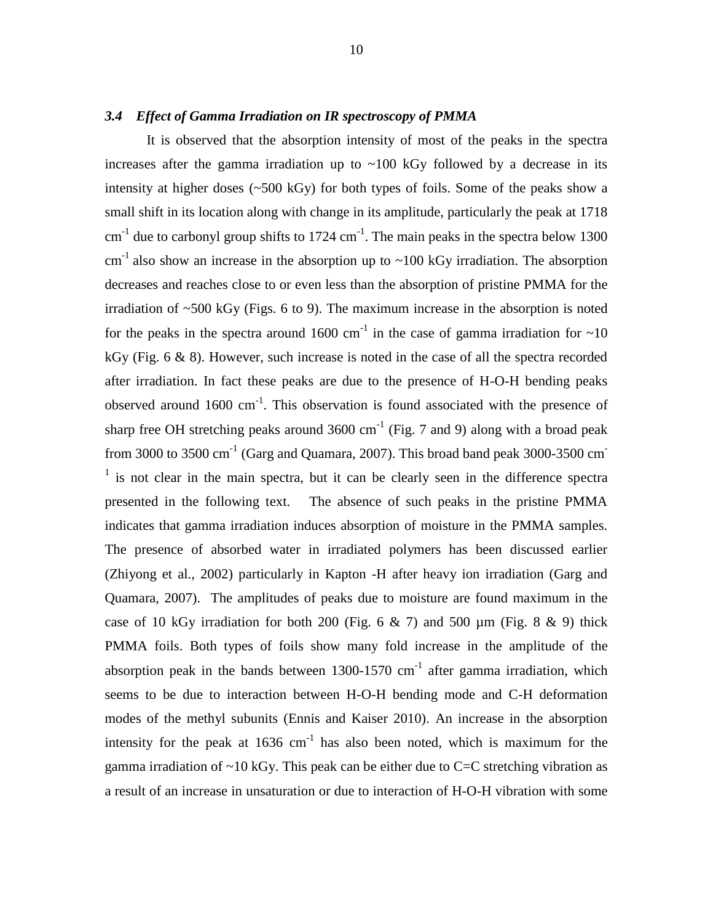### *3.4 Effect of Gamma Irradiation on IR spectroscopy of PMMA*

It is observed that the absorption intensity of most of the peaks in the spectra increases after the gamma irradiation up to ~100 kGy followed by a decrease in its intensity at higher doses (~500 kGy) for both types of foils. Some of the peaks show a small shift in its location along with change in its amplitude, particularly the peak at 1718 $cm^{-1}$ due to carbonyl group shifts to 1724 $cm^{-1}$. The main peaks in the spectra below 1300 $cm^{-1}$ also show an increase in the absorption up to ~100 kGy irradiation. The absorption decreases and reaches close to or even less than the absorption of pristine PMMA for the irradiation of ~500 kGy (Figs. 6 to 9). The maximum increase in the absorption is noted for the peaks in the spectra around 1600 $cm^{-1}$ in the case of gamma irradiation for ~10 kGy (Fig. 6 & 8). However, such increase is noted in the case of all the spectra recorded after irradiation. In fact these peaks are due to the presence of H-O-H bending peaks observed around 1600 $cm^{-1}$. This observation is found associated with the presence of sharp free OH stretching peaks around 3600 $cm^{-1}$ (Fig. 7 and 9) along with a broad peak from 3000 to 3500 $cm^{-1}$ (Garg and Quamara, 2007). This broad band peak 3000-3500 $cm^{-1}$ is not clear in the main spectra, but it can be clearly seen in the difference spectra presented in the following text. The absence of such peaks in the pristine PMMA indicates that gamma irradiation induces absorption of moisture in the PMMA samples. The presence of absorbed water in irradiated polymers has been discussed earlier (Zhiyong et al., 2002) particularly in Kapton -H after heavy ion irradiation (Garg and Quamara, 2007). The amplitudes of peaks due to moisture are found maximum in the case of 10 kGy irradiation for both 200 (Fig. 6 & 7) and 500 µm (Fig. 8 & 9) thick PMMA foils. Both types of foils show many fold increase in the amplitude of the absorption peak in the bands between 1300-1570 $cm^{-1}$ after gamma irradiation, which seems to be due to interaction between H-O-H bending mode and C-H deformation modes of the methyl subunits (Ennis and Kaiser 2010). An increase in the absorption intensity for the peak at 1636 $cm^{-1}$ has also been noted, which is maximum for the gamma irradiation of ~10 kGy. This peak can be either due to C=C stretching vibration as a result of an increase in unsaturation or due to interaction of H-O-H vibration with some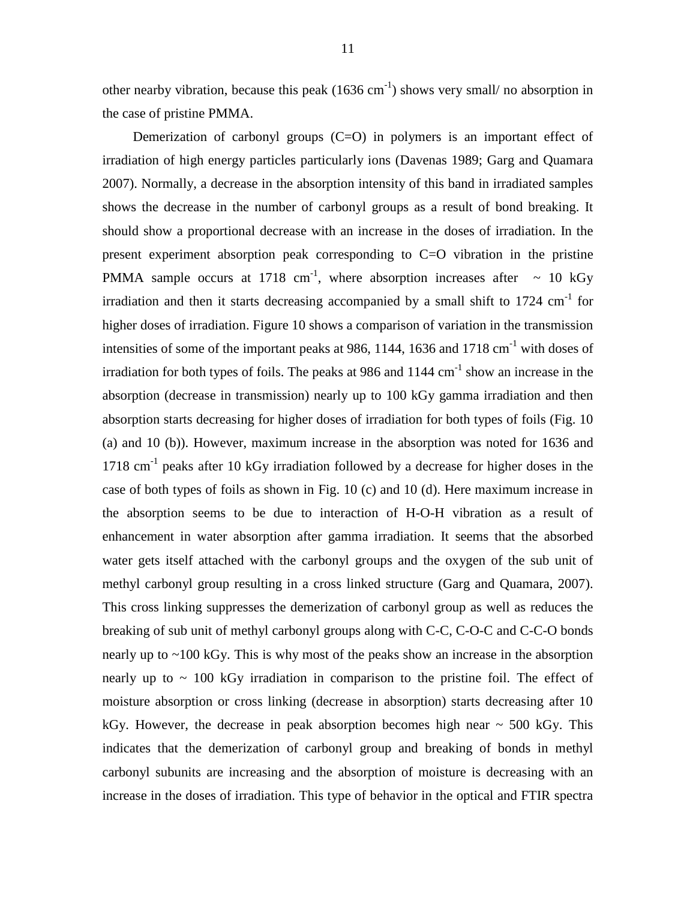other nearby vibration, because this peak (1636 $cm^{-1}$) shows very small/ no absorption in the case of pristine PMMA.

Demerization of carbonyl groups (C=O) in polymers is an important effect of irradiation of high energy particles particularly ions (Davenas 1989; Garg and Quamara 2007). Normally, a decrease in the absorption intensity of this band in irradiated samples shows the decrease in the number of carbonyl groups as a result of bond breaking. It should show a proportional decrease with an increase in the doses of irradiation. In the present experiment absorption peak corresponding to C=O vibration in the pristine PMMA sample occurs at 1718 $cm^{-1}$, where absorption increases after ~ 10 kGy irradiation and then it starts decreasing accompanied by a small shift to 1724 $cm^{-1}$ for higher doses of irradiation. Figure 10 shows a comparison of variation in the transmission intensities of some of the important peaks at 986, 1144, 1636 and 1718 $cm^{-1}$ with doses of irradiation for both types of foils. The peaks at 986 and 1144 $cm^{-1}$ show an increase in the absorption (decrease in transmission) nearly up to 100 kGy gamma irradiation and then absorption starts decreasing for higher doses of irradiation for both types of foils (Fig. 10 (a) and 10 (b)). However, maximum increase in the absorption was noted for 1636 and 1718 $cm^{-1}$ peaks after 10 kGy irradiation followed by a decrease for higher doses in the case of both types of foils as shown in Fig. 10 (c) and 10 (d). Here maximum increase in the absorption seems to be due to interaction of H-O-H vibration as a result of enhancement in water absorption after gamma irradiation. It seems that the absorbed water gets itself attached with the carbonyl groups and the oxygen of the sub unit of methyl carbonyl group resulting in a cross linked structure (Garg and Quamara, 2007). This cross linking suppresses the demerization of carbonyl group as well as reduces the breaking of sub unit of methyl carbonyl groups along with C-C, C-O-C and C-C-O bonds nearly up to ~100 kGy. This is why most of the peaks show an increase in the absorption nearly up to ~ 100 kGy irradiation in comparison to the pristine foil. The effect of moisture absorption or cross linking (decrease in absorption) starts decreasing after 10 kGy. However, the decrease in peak absorption becomes high near ~ 500 kGy. This indicates that the demerization of carbonyl group and breaking of bonds in methyl carbonyl subunits are increasing and the absorption of moisture is decreasing with an increase in the doses of irradiation. This type of behavior in the optical and FTIR spectra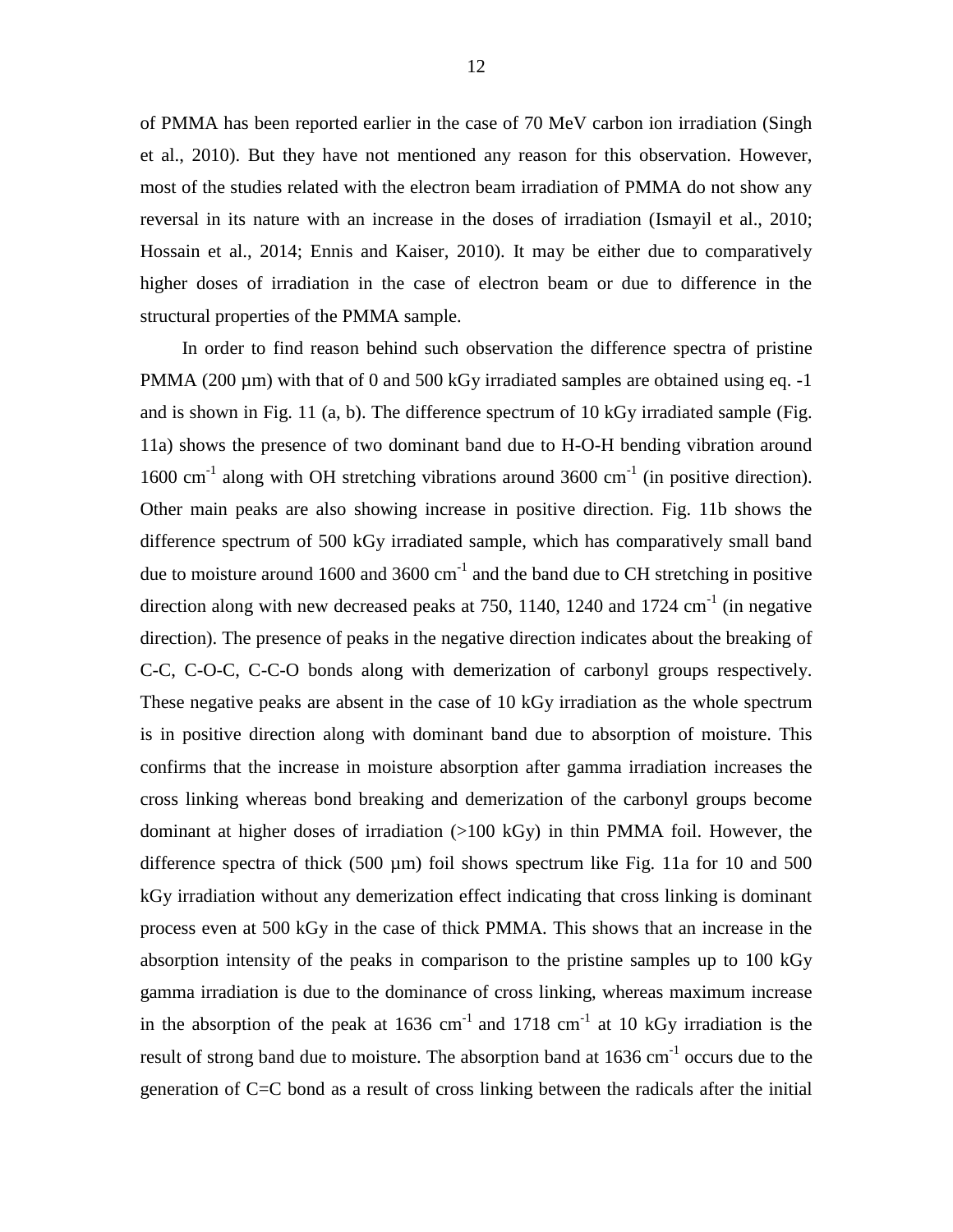of PMMA has been reported earlier in the case of 70 MeV carbon ion irradiation (Singh et al., 2010). But they have not mentioned any reason for this observation. However, most of the studies related with the electron beam irradiation of PMMA do not show any reversal in its nature with an increase in the doses of irradiation (Ismayil et al., 2010; Hossain et al., 2014; Ennis and Kaiser, 2010). It may be either due to comparatively higher doses of irradiation in the case of electron beam or due to difference in the structural properties of the PMMA sample.

In order to find reason behind such observation the difference spectra of pristine PMMA (200 µm) with that of 0 and 500 kGy irradiated samples are obtained using eq. -1 and is shown in Fig. 11 (a, b). The difference spectrum of 10 kGy irradiated sample (Fig. 11a) shows the presence of two dominant band due to H-O-H bending vibration around 1600 $cm^{-1}$ along with OH stretching vibrations around 3600 $cm^{-1}$ (in positive direction). Other main peaks are also showing increase in positive direction. Fig. 11b shows the difference spectrum of 500 kGy irradiated sample, which has comparatively small band due to moisture around 1600 and 3600 $cm^{-1}$ and the band due to CH stretching in positive direction along with new decreased peaks at 750, 1140, 1240 and 1724 $cm^{-1}$ (in negative direction). The presence of peaks in the negative direction indicates about the breaking of C-C, C-O-C, C-C-O bonds along with demerization of carbonyl groups respectively. These negative peaks are absent in the case of 10 kGy irradiation as the whole spectrum is in positive direction along with dominant band due to absorption of moisture. This confirms that the increase in moisture absorption after gamma irradiation increases the cross linking whereas bond breaking and demerization of the carbonyl groups become dominant at higher doses of irradiation (>100 kGy) in thin PMMA foil. However, the difference spectra of thick (500 µm) foil shows spectrum like Fig. 11a for 10 and 500 kGy irradiation without any demerization effect indicating that cross linking is dominant process even at 500 kGy in the case of thick PMMA. This shows that an increase in the absorption intensity of the peaks in comparison to the pristine samples up to 100 kGy gamma irradiation is due to the dominance of cross linking, whereas maximum increase in the absorption of the peak at 1636 $cm^{-1}$ and 1718 $cm^{-1}$ at 10 kGy irradiation is the result of strong band due to moisture. The absorption band at 1636 $cm^{-1}$ occurs due to the generation of C=C bond as a result of cross linking between the radicals after the initial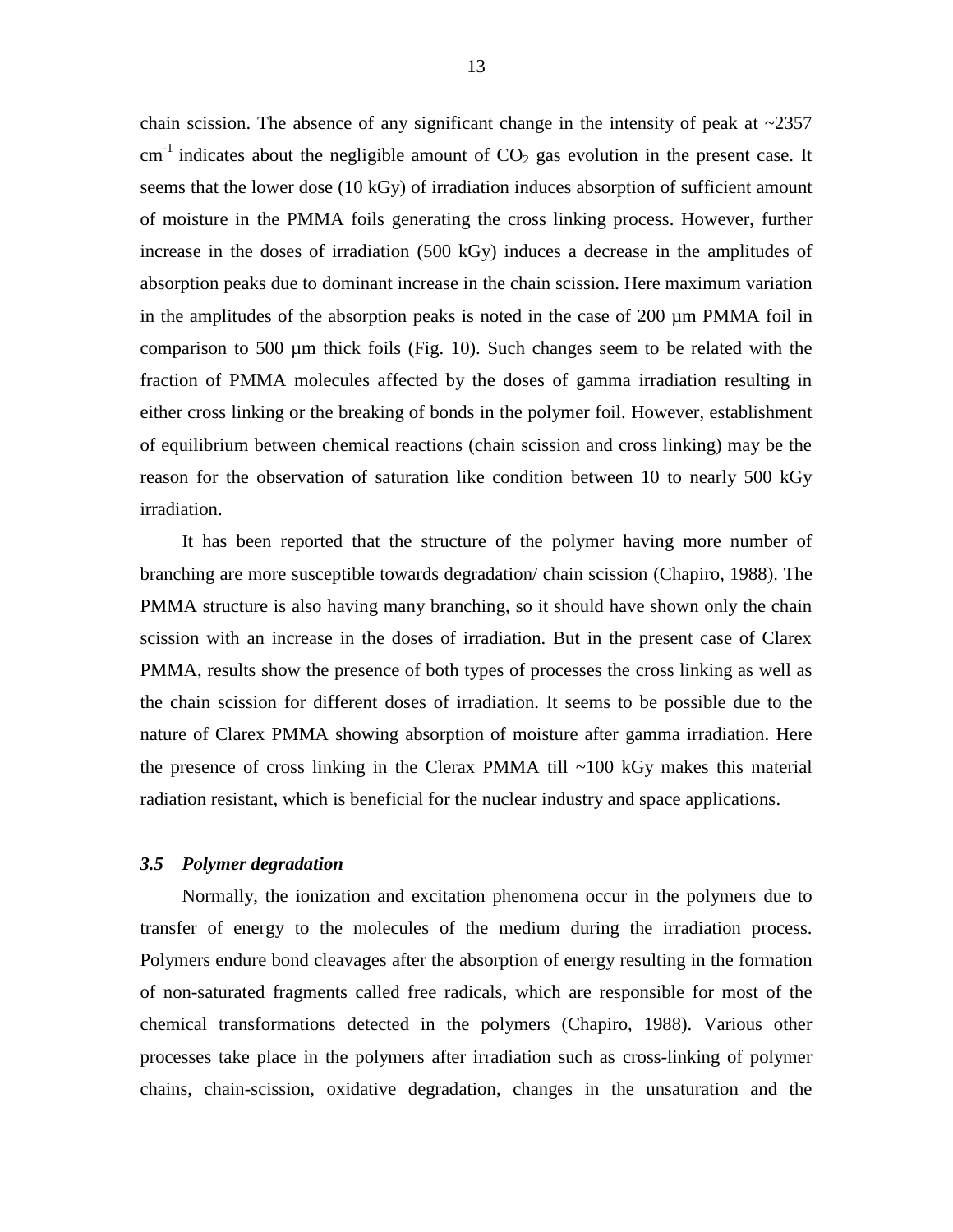chain scission. The absence of any significant change in the intensity of peak at ~2357 $cm^{-1}$ indicates about the negligible amount of $CO_2$ gas evolution in the present case. It seems that the lower dose (10 kGy) of irradiation induces absorption of sufficient amount of moisture in the PMMA foils generating the cross linking process. However, further increase in the doses of irradiation (500 kGy) induces a decrease in the amplitudes of absorption peaks due to dominant increase in the chain scission. Here maximum variation in the amplitudes of the absorption peaks is noted in the case of 200 µm PMMA foil in comparison to 500 µm thick foils (Fig. 10). Such changes seem to be related with the fraction of PMMA molecules affected by the doses of gamma irradiation resulting in either cross linking or the breaking of bonds in the polymer foil. However, establishment of equilibrium between chemical reactions (chain scission and cross linking) may be the reason for the observation of saturation like condition between 10 to nearly 500 kGy irradiation.

It has been reported that the structure of the polymer having more number of branching are more susceptible towards degradation/ chain scission (Chapiro, 1988). The PMMA structure is also having many branching, so it should have shown only the chain scission with an increase in the doses of irradiation. But in the present case of Clarex PMMA, results show the presence of both types of processes the cross linking as well as the chain scission for different doses of irradiation. It seems to be possible due to the nature of Clarex PMMA showing absorption of moisture after gamma irradiation. Here the presence of cross linking in the Clerax PMMA till ~100 kGy makes this material radiation resistant, which is beneficial for the nuclear industry and space applications.

### *3.5 Polymer degradation*

Normally, the ionization and excitation phenomena occur in the polymers due to transfer of energy to the molecules of the medium during the irradiation process. Polymers endure bond cleavages after the absorption of energy resulting in the formation of non-saturated fragments called free radicals, which are responsible for most of the chemical transformations detected in the polymers (Chapiro, 1988). Various other processes take place in the polymers after irradiation such as cross-linking of polymer chains, chain-scission, oxidative degradation, changes in the unsaturation and the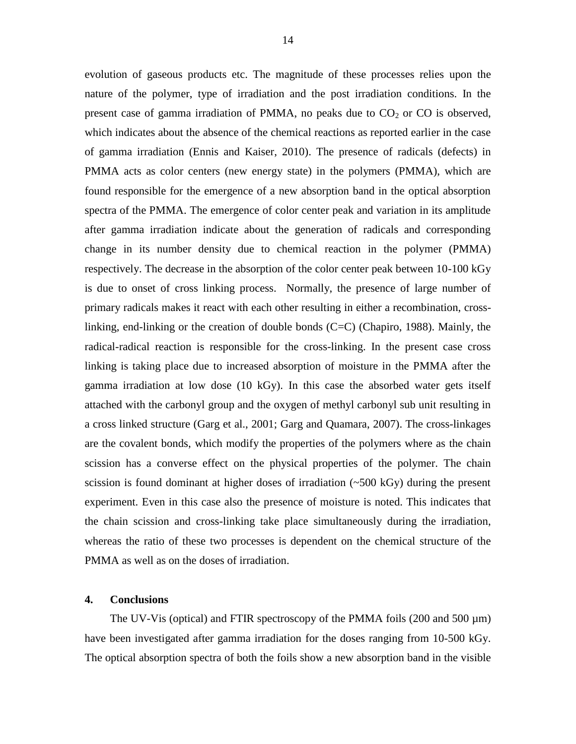evolution of gaseous products etc. The magnitude of these processes relies upon the nature of the polymer, type of irradiation and the post irradiation conditions. In the present case of gamma irradiation of PMMA, no peaks due to $CO_2$ or CO is observed, which indicates about the absence of the chemical reactions as reported earlier in the case of gamma irradiation (Ennis and Kaiser, 2010). The presence of radicals (defects) in PMMA acts as color centers (new energy state) in the polymers (PMMA), which are found responsible for the emergence of a new absorption band in the optical absorption spectra of the PMMA. The emergence of color center peak and variation in its amplitude after gamma irradiation indicate about the generation of radicals and corresponding change in its number density due to chemical reaction in the polymer (PMMA) respectively. The decrease in the absorption of the color center peak between 10-100 kGy is due to onset of cross linking process. Normally, the presence of large number of primary radicals makes it react with each other resulting in either a recombination, cross-linking, end-linking or the creation of double bonds (C=C) (Chapiro, 1988). Mainly, the radical-radical reaction is responsible for the cross-linking. In the present case cross linking is taking place due to increased absorption of moisture in the PMMA after the gamma irradiation at low dose (10 kGy). In this case the absorbed water gets itself attached with the carbonyl group and the oxygen of methyl carbonyl sub unit resulting in a cross linked structure (Garg et al., 2001; Garg and Quamara, 2007). The cross-linkages are the covalent bonds, which modify the properties of the polymers where as the chain scission has a converse effect on the physical properties of the polymer. The chain scission is found dominant at higher doses of irradiation (~500 kGy) during the present experiment. Even in this case also the presence of moisture is noted. This indicates that the chain scission and cross-linking take place simultaneously during the irradiation, whereas the ratio of these two processes is dependent on the chemical structure of the PMMA as well as on the doses of irradiation.

## 4. Conclusions

The UV-Vis (optical) and FTIR spectroscopy of the PMMA foils (200 and 500 µm) have been investigated after gamma irradiation for the doses ranging from 10-500 kGy. The optical absorption spectra of both the foils show a new absorption band in the visible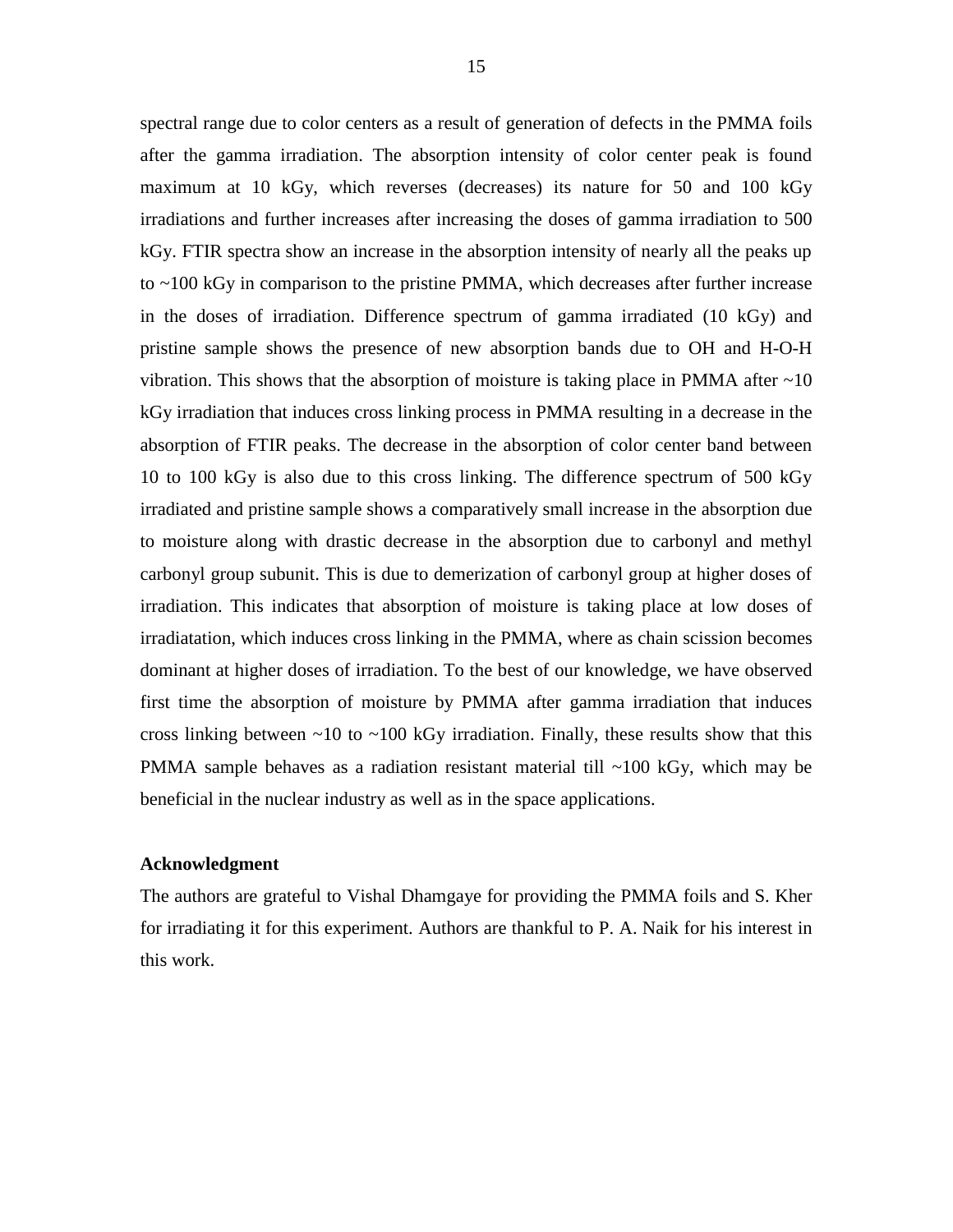spectral range due to color centers as a result of generation of defects in the PMMA foils after the gamma irradiation. The absorption intensity of color center peak is found maximum at 10 kGy, which reverses (decreases) its nature for 50 and 100 kGy irradiations and further increases after increasing the doses of gamma irradiation to 500 kGy. FTIR spectra show an increase in the absorption intensity of nearly all the peaks up to ~100 kGy in comparison to the pristine PMMA, which decreases after further increase in the doses of irradiation. Difference spectrum of gamma irradiated (10 kGy) and pristine sample shows the presence of new absorption bands due to OH and H-O-H vibration. This shows that the absorption of moisture is taking place in PMMA after ~10 kGy irradiation that induces cross linking process in PMMA resulting in a decrease in the absorption of FTIR peaks. The decrease in the absorption of color center band between 10 to 100 kGy is also due to this cross linking. The difference spectrum of 500 kGy irradiated and pristine sample shows a comparatively small increase in the absorption due to moisture along with drastic decrease in the absorption due to carbonyl and methyl carbonyl group subunit. This is due to demerization of carbonyl group at higher doses of irradiation. This indicates that absorption of moisture is taking place at low doses of irradiatation, which induces cross linking in the PMMA, where as chain scission becomes dominant at higher doses of irradiation. To the best of our knowledge, we have observed first time the absorption of moisture by PMMA after gamma irradiation that induces cross linking between ~10 to ~100 kGy irradiation. Finally, these results show that this PMMA sample behaves as a radiation resistant material till ~100 kGy, which may be beneficial in the nuclear industry as well as in the space applications.

**Acknowledgment**

The authors are grateful to Vishal Dhamgaye for providing the PMMA foils and S. Kher for irradiating it for this experiment. Authors are thankful to P. A. Naik for his interest in this work.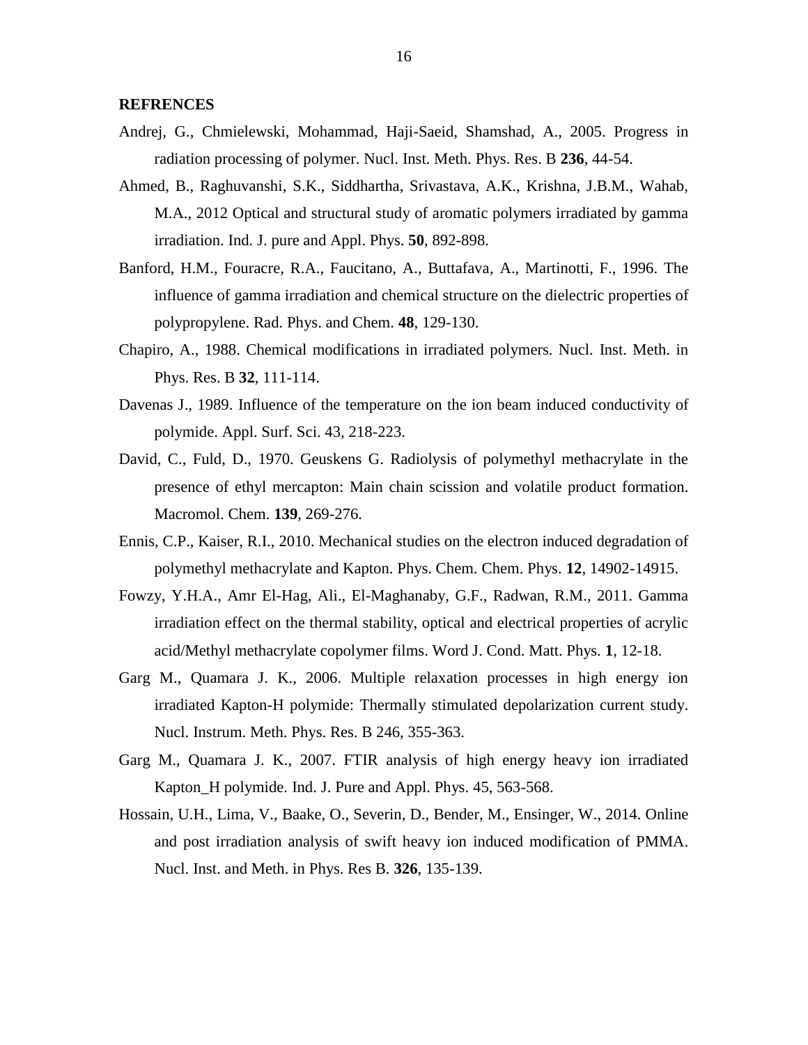## REFRENCES

Andrej, G., Chmielewski, Mohammad, Haji-Saeid, Shamshad, A., 2005. Progress in radiation processing of polymer. Nucl. Inst. Meth. Phys. Res. B **236**, 44-54.

Ahmed, B., Raghuvanshi, S.K., Siddhartha, Srivastava, A.K., Krishna, J.B.M., Wahab, M.A., 2012 Optical and structural study of aromatic polymers irradiated by gamma irradiation. Ind. J. pure and Appl. Phys. **50**, 892-898.

Banford, H.M., Fouracre, R.A., Faucitano, A., Buttafava, A., Martinotti, F., 1996. The influence of gamma irradiation and chemical structure on the dielectric properties of polypropylene. Rad. Phys. and Chem. **48**, 129-130.

Chapiro, A., 1988. Chemical modifications in irradiated polymers. Nucl. Inst. Meth. in Phys. Res. B **32**, 111-114.

Davenas J., 1989. Influence of the temperature on the ion beam induced conductivity of polymide. Appl. Surf. Sci. 43, 218-223.

David, C., Fuld, D., 1970. Geuskens G. Radiolysis of polymethyl methacrylate in the presence of ethyl mercapton: Main chain scission and volatile product formation. Macromol. Chem. **139**, 269-276.

Ennis, C.P., Kaiser, R.I., 2010. Mechanical studies on the electron induced degradation of polymethyl methacrylate and Kapton. Phys. Chem. Chem. Phys. **12**, 14902-14915.

Fowzy, Y.H.A., Amr El-Hag, Ali., El-Maghanaby, G.F., Radwan, R.M., 2011. Gamma irradiation effect on the thermal stability, optical and electrical properties of acrylic acid/Methyl methacrylate copolymer films. Word J. Cond. Matt. Phys. **1**, 12-18.

Garg M., Quamara J. K., 2006. Multiple relaxation processes in high energy ion irradiated Kapton-H polymide: Thermally stimulated depolarization current study. Nucl. Instrum. Meth. Phys. Res. B 246, 355-363.

Garg M., Quamara J. K., 2007. FTIR analysis of high energy heavy ion irradiated Kapton_H polymide. Ind. J. Pure and Appl. Phys. 45, 563-568.

Hossain, U.H., Lima, V., Baake, O., Severin, D., Bender, M., Ensinger, W., 2014. Online and post irradiation analysis of swift heavy ion induced modification of PMMA. Nucl. Inst. and Meth. in Phys. Res B. **326**, 135-139.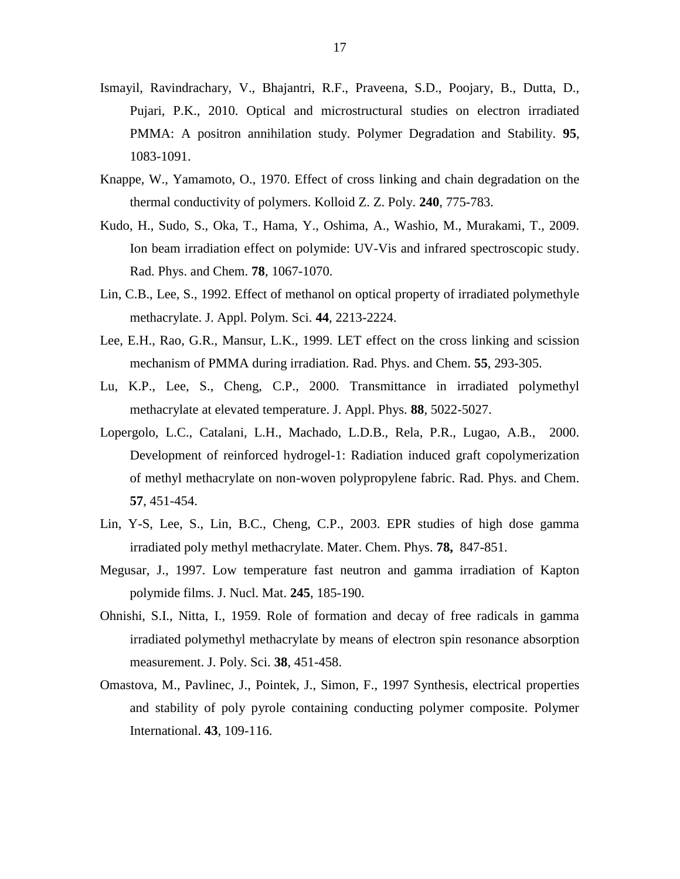Ismayil, Ravindrachary, V., Bhajantri, R.F., Praveena, S.D., Poojary, B., Dutta, D., Pujari, P.K., 2010. Optical and microstructural studies on electron irradiated PMMA: A positron annihilation study. Polymer Degradation and Stability. **95**, 1083-1091.

Knappe, W., Yamamoto, O., 1970. Effect of cross linking and chain degradation on the thermal conductivity of polymers. Kolloid Z. Z. Poly. **240**, 775-783.

Kudo, H., Sudo, S., Oka, T., Hama, Y., Oshima, A., Washio, M., Murakami, T., 2009. Ion beam irradiation effect on polymide: UV-Vis and infrared spectroscopic study. Rad. Phys. and Chem. **78**, 1067-1070.

Lin, C.B., Lee, S., 1992. Effect of methanol on optical property of irradiated polymethyle methacrylate. J. Appl. Polym. Sci. **44**, 2213-2224.

Lee, E.H., Rao, G.R., Mansur, L.K., 1999. LET effect on the cross linking and scission mechanism of PMMA during irradiation. Rad. Phys. and Chem. **55**, 293-305.

Lu, K.P., Lee, S., Cheng, C.P., 2000. Transmittance in irradiated polymethyl methacrylate at elevated temperature. J. Appl. Phys. **88**, 5022-5027.

Lopergolo, L.C., Catalani, L.H., Machado, L.D.B., Rela, P.R., Lugao, A.B., 2000. Development of reinforced hydrogel-1: Radiation induced graft copolymerization of methyl methacrylate on non-woven polypropylene fabric. Rad. Phys. and Chem. **57**, 451-454.

Lin, Y-S, Lee, S., Lin, B.C., Cheng, C.P., 2003. EPR studies of high dose gamma irradiated poly methyl methacrylate. Mater. Chem. Phys. **78,** 847-851.

Megusar, J., 1997. Low temperature fast neutron and gamma irradiation of Kapton polymide films. J. Nucl. Mat. **245**, 185-190.

Ohnishi, S.I., Nitta, I., 1959. Role of formation and decay of free radicals in gamma irradiated polymethyl methacrylate by means of electron spin resonance absorption measurement. J. Poly. Sci. **38**, 451-458.

Omastova, M., Pavlinec, J., Pointek, J., Simon, F., 1997 Synthesis, electrical properties and stability of poly pyrole containing conducting polymer composite. Polymer International. **43**, 109-116.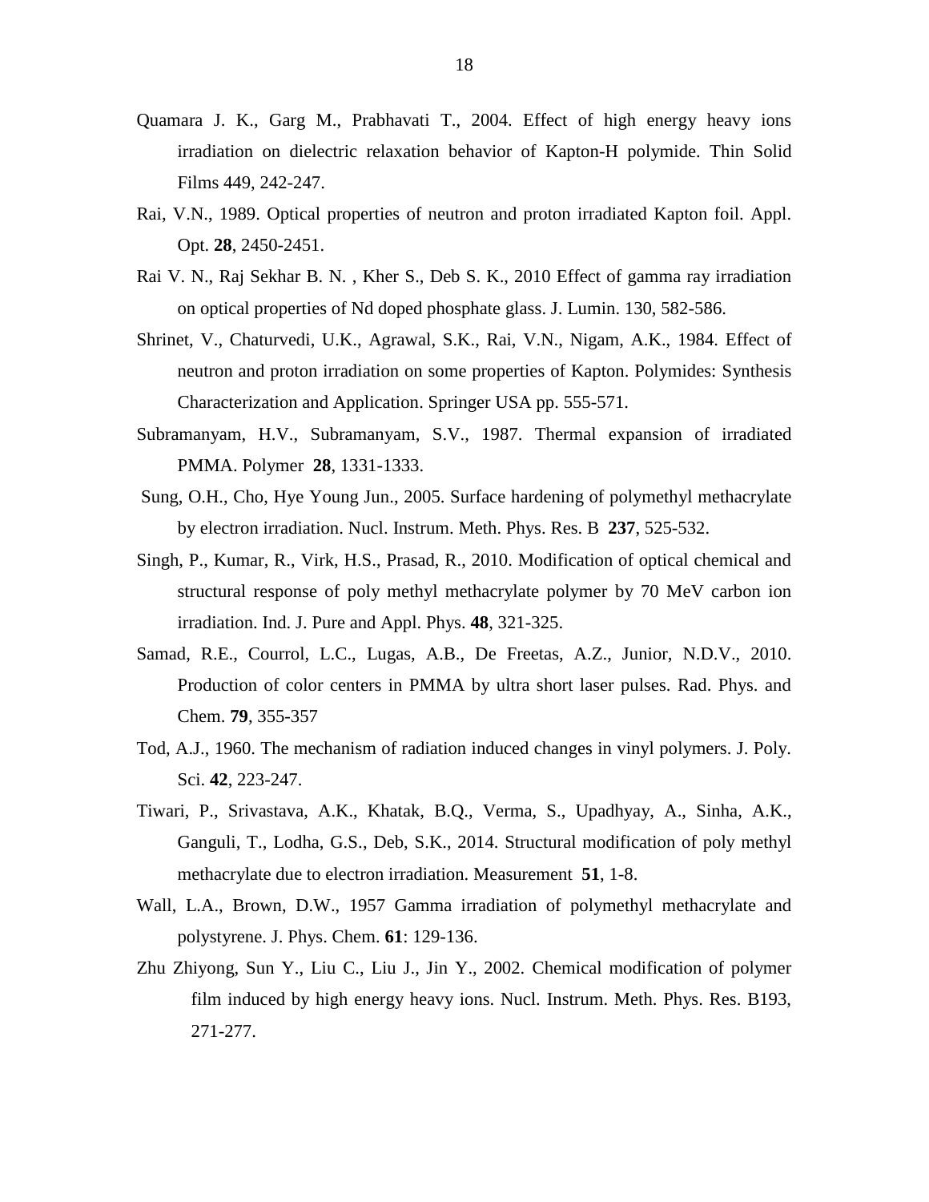Quamara J. K., Garg M., Prabhavati T., 2004. Effect of high energy heavy ions irradiation on dielectric relaxation behavior of Kapton-H polymide. Thin Solid Films 449, 242-247.

Rai, V.N., 1989. Optical properties of neutron and proton irradiated Kapton foil. Appl. Opt. **28**, 2450-2451.

Rai V. N., Raj Sekhar B. N. , Kher S., Deb S. K., 2010 Effect of gamma ray irradiation on optical properties of Nd doped phosphate glass. J. Lumin. 130, 582-586.

Shrinet, V., Chaturvedi, U.K., Agrawal, S.K., Rai, V.N., Nigam, A.K., 1984. Effect of neutron and proton irradiation on some properties of Kapton. Polymides: Synthesis Characterization and Application. Springer USA pp. 555-571.

Subramanyam, H.V., Subramanyam, S.V., 1987. Thermal expansion of irradiated PMMA. Polymer **28**, 1331-1333.

Sung, O.H., Cho, Hye Young Jun., 2005. Surface hardening of polymethyl methacrylate by electron irradiation. Nucl. Instrum. Meth. Phys. Res. B **237**, 525-532.

Singh, P., Kumar, R., Virk, H.S., Prasad, R., 2010. Modification of optical chemical and structural response of poly methyl methacrylate polymer by 70 MeV carbon ion irradiation. Ind. J. Pure and Appl. Phys. **48**, 321-325.

Samad, R.E., Courrol, L.C., Lugas, A.B., De Freetas, A.Z., Junior, N.D.V., 2010. Production of color centers in PMMA by ultra short laser pulses. Rad. Phys. and Chem. **79**, 355-357

Tod, A.J., 1960. The mechanism of radiation induced changes in vinyl polymers. J. Poly. Sci. **42**, 223-247.

Tiwari, P., Srivastava, A.K., Khatak, B.Q., Verma, S., Upadhyay, A., Sinha, A.K., Ganguli, T., Lodha, G.S., Deb, S.K., 2014. Structural modification of poly methyl methacrylate due to electron irradiation. Measurement **51**, 1-8.

Wall, L.A., Brown, D.W., 1957 Gamma irradiation of polymethyl methacrylate and polystyrene. J. Phys. Chem. **61**: 129-136.

Zhu Zhiyong, Sun Y., Liu C., Liu J., Jin Y., 2002. Chemical modification of polymer film induced by high energy heavy ions. Nucl. Instrum. Meth. Phys. Res. B193, 271-277.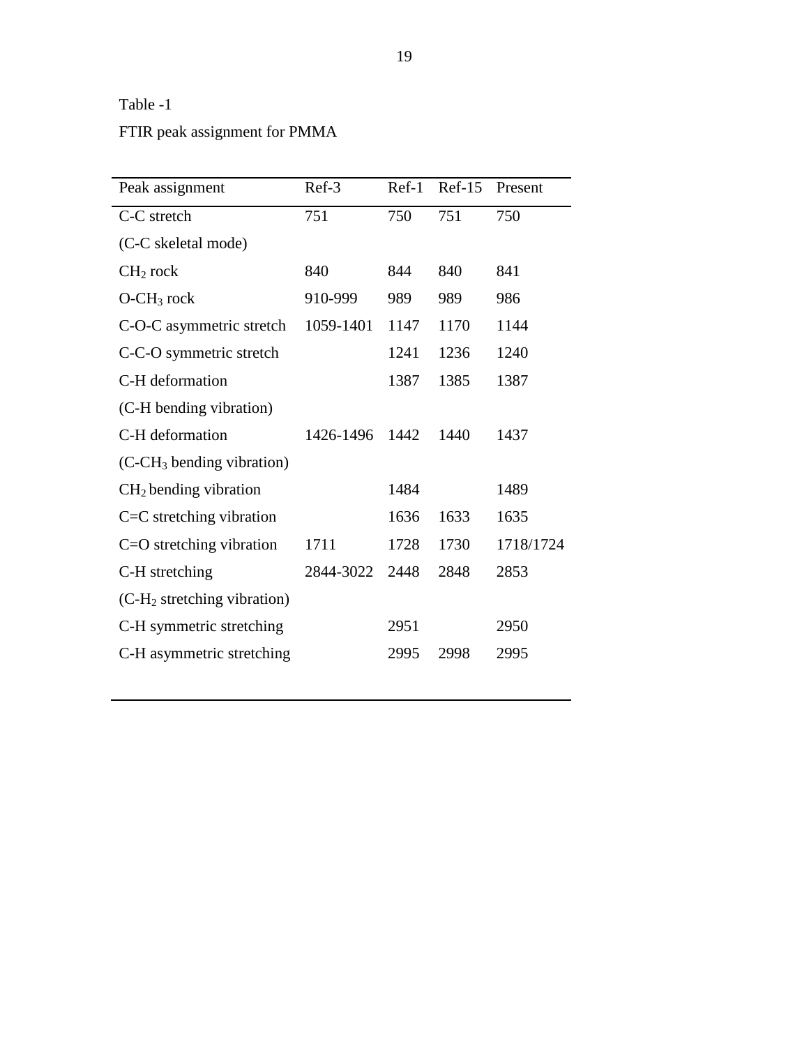Table -1

FTIR peak assignment for PMMA

| Peak assignment | Ref-3 | Ref-1 | Ref-15 | Present |
|---|---|---|---|---|
| C-C stretch | 751 | 750 | 751 | 750 |
| (C-C skeletal mode) | | | | |
| $CH_2$ rock | 840 | 844 | 840 | 841 |
| O-$CH_3$ rock | 910-999 | 989 | 989 | 986 |
| C-O-C asymmetric stretch | 1059-1401 | 1147 | 1170 | 1144 |
| C-C-O symmetric stretch | | 1241 | 1236 | 1240 |
| C-H deformation | | 1387 | 1385 | 1387 |
| (C-H bending vibration) | | | | |
| C-H deformation | 1426-1496 | 1442 | 1440 | 1437 |
| (C-$CH_3$ bending vibration) | | | | |
| $CH_2$ bending vibration | | 1484 | | 1489 |
| C=C stretching vibration | | 1636 | 1633 | 1635 |
| C=O stretching vibration | 1711 | 1728 | 1730 | 1718/1724 |
| C-H stretching | 2844-3022 | 2448 | 2848 | 2853 |
| (C-$H_2$ stretching vibration) | | | | |
| C-H symmetric stretching | | 2951 | | 2950 |
| C-H asymmetric stretching | | 2995 | 2998 | 2995 |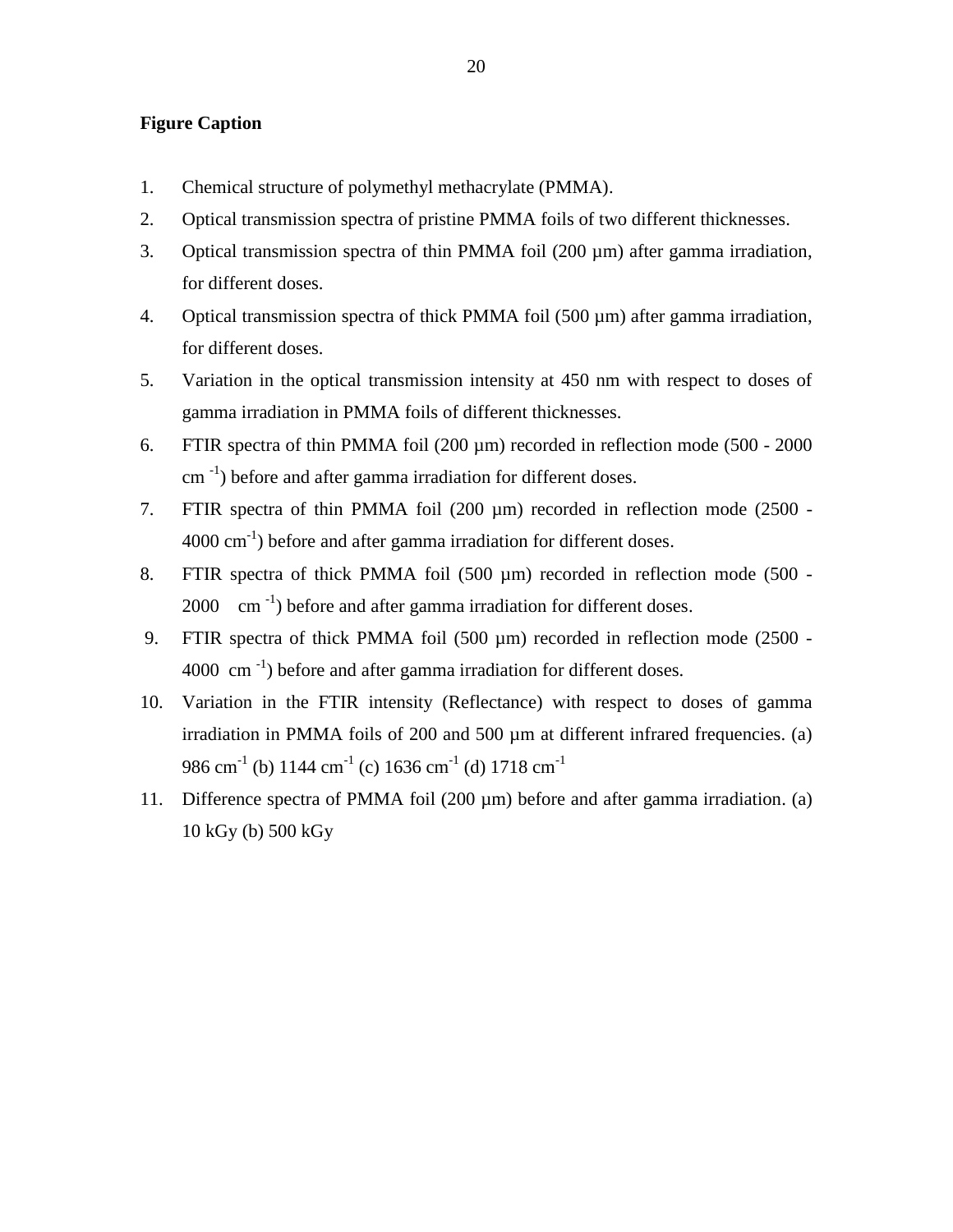**Figure Caption**

1. Chemical structure of polymethyl methacrylate (PMMA).
2. Optical transmission spectra of pristine PMMA foils of two different thicknesses.
3. Optical transmission spectra of thin PMMA foil (200 µm) after gamma irradiation, for different doses.
4. Optical transmission spectra of thick PMMA foil (500 µm) after gamma irradiation, for different doses.
5. Variation in the optical transmission intensity at 450 nm with respect to doses of gamma irradiation in PMMA foils of different thicknesses.
6. FTIR spectra of thin PMMA foil (200 µm) recorded in reflection mode (500 - 2000 $cm^{-1}$) before and after gamma irradiation for different doses.
7. FTIR spectra of thin PMMA foil (200 µm) recorded in reflection mode (2500 - 4000 $cm^{-1}$) before and after gamma irradiation for different doses.
8. FTIR spectra of thick PMMA foil (500 µm) recorded in reflection mode (500 - 2000 $cm^{-1}$) before and after gamma irradiation for different doses.
9. FTIR spectra of thick PMMA foil (500 µm) recorded in reflection mode (2500 - 4000 $cm^{-1}$) before and after gamma irradiation for different doses.
10. Variation in the FTIR intensity (Reflectance) with respect to doses of gamma irradiation in PMMA foils of 200 and 500 µm at different infrared frequencies. (a) 986 $cm^{-1}$ (b) 1144 $cm^{-1}$ (c) 1636 $cm^{-1}$ (d) 1718 $cm^{-1}$
11. Difference spectra of PMMA foil (200 µm) before and after gamma irradiation. (a) 10 kGy (b) 500 kGy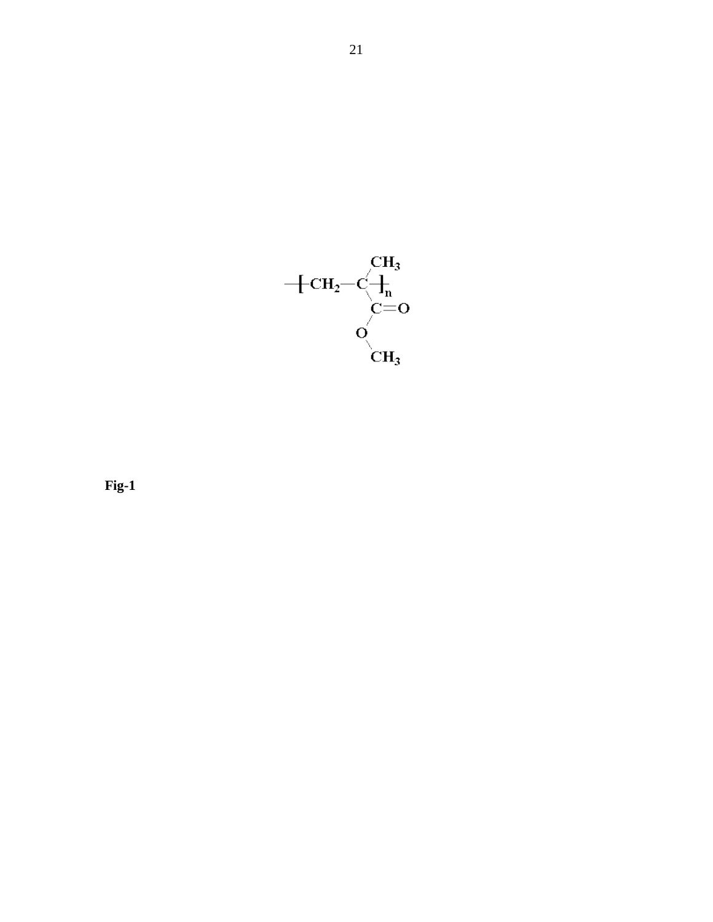$$-\!\!\left[\!-CH_2-\underset{\underset{\underset{\underset{CH_3}{|}}{O}}{\overset{|}{C}=O}}{\overset{\overset{CH_3}{|}}{C}}-\!\right]_n$$

**Fig-1**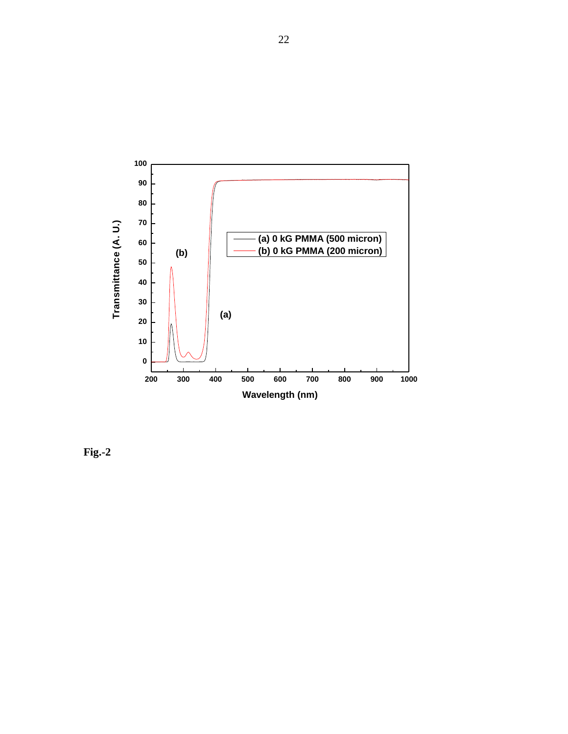Fig.-2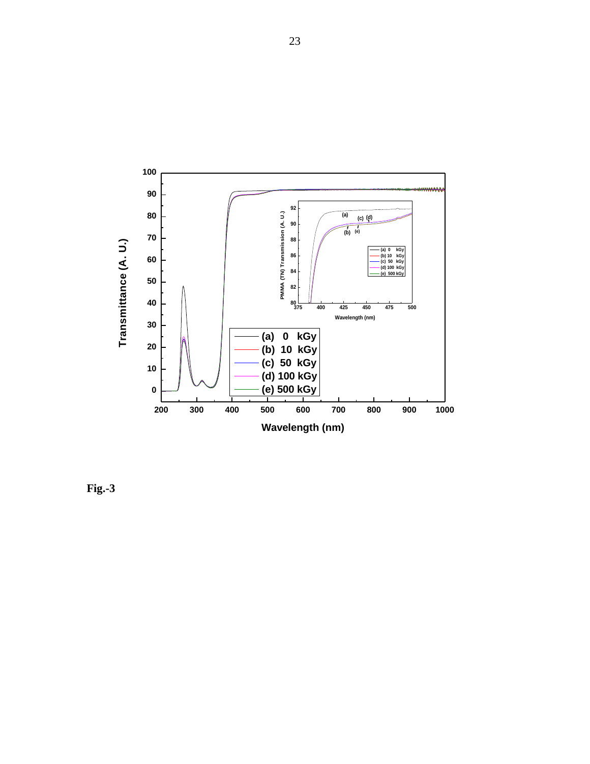Fig.-3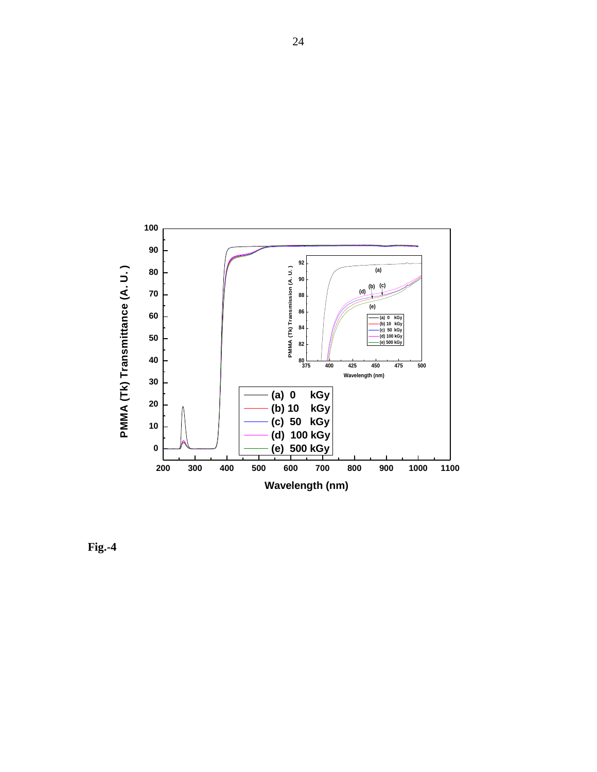Fig.-4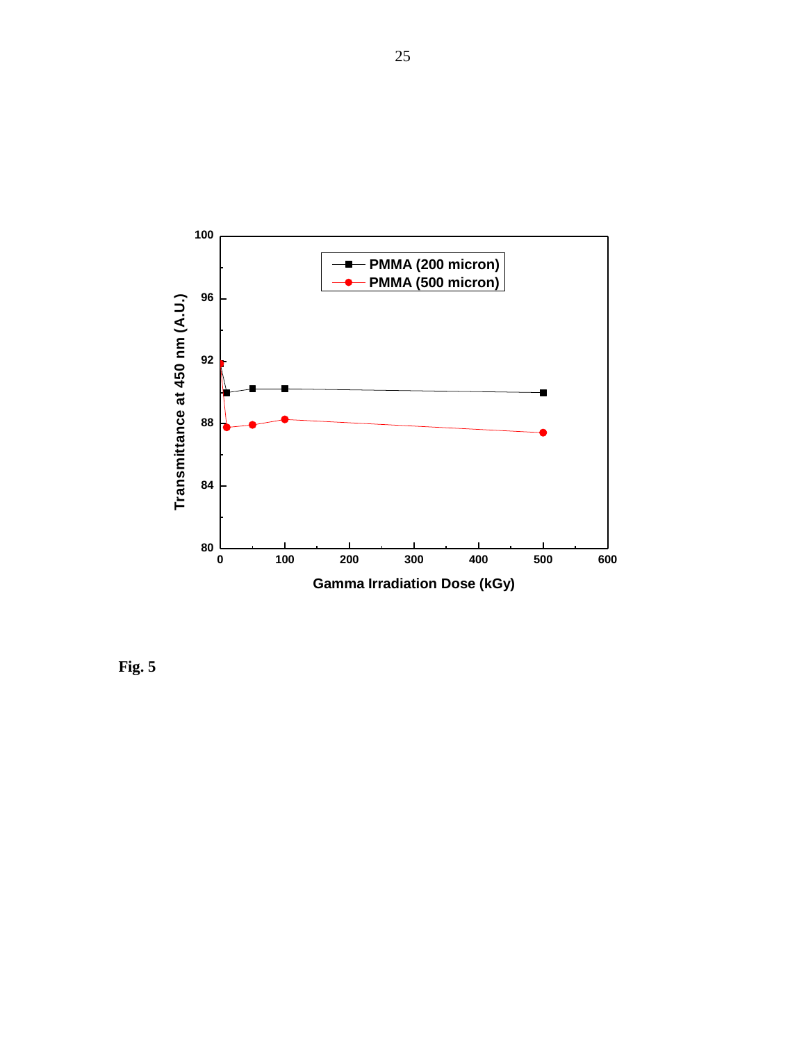Fig. 5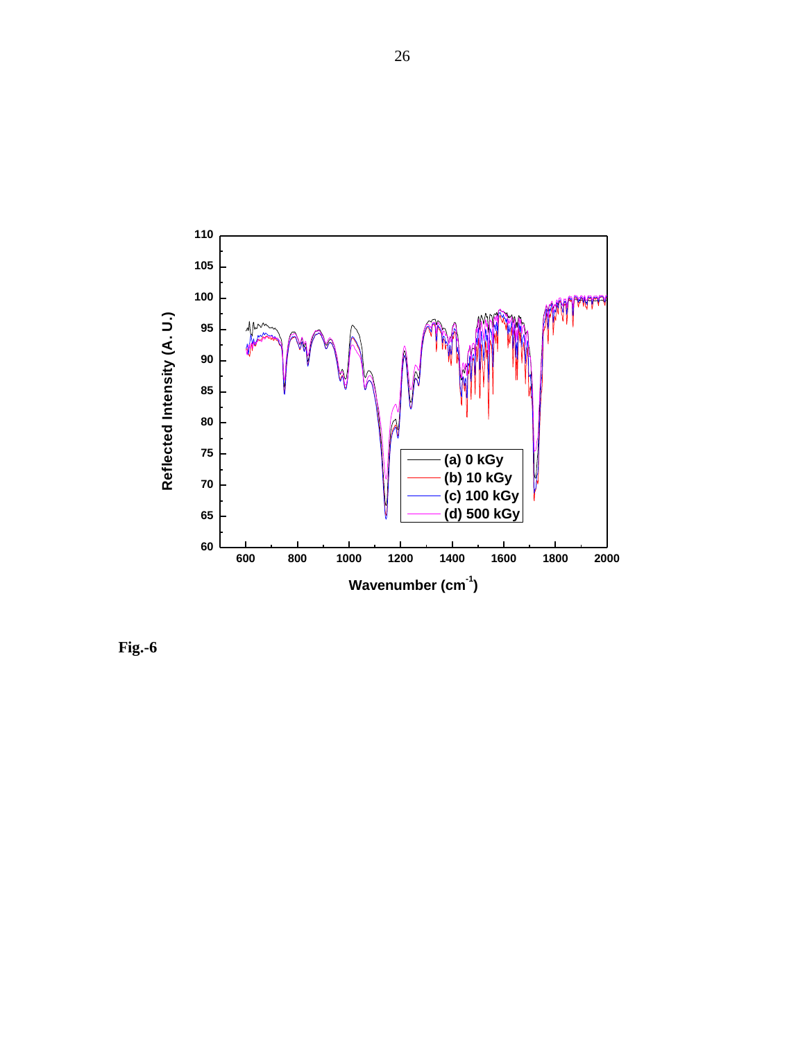Fig.-6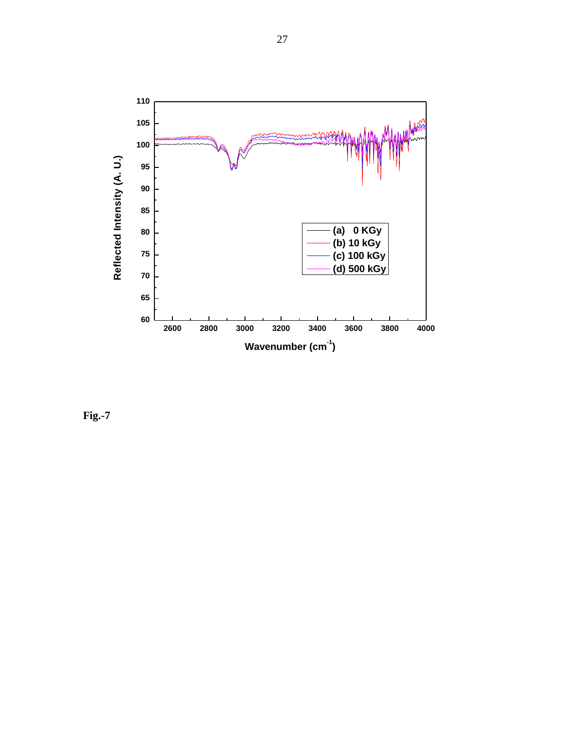Fig.-7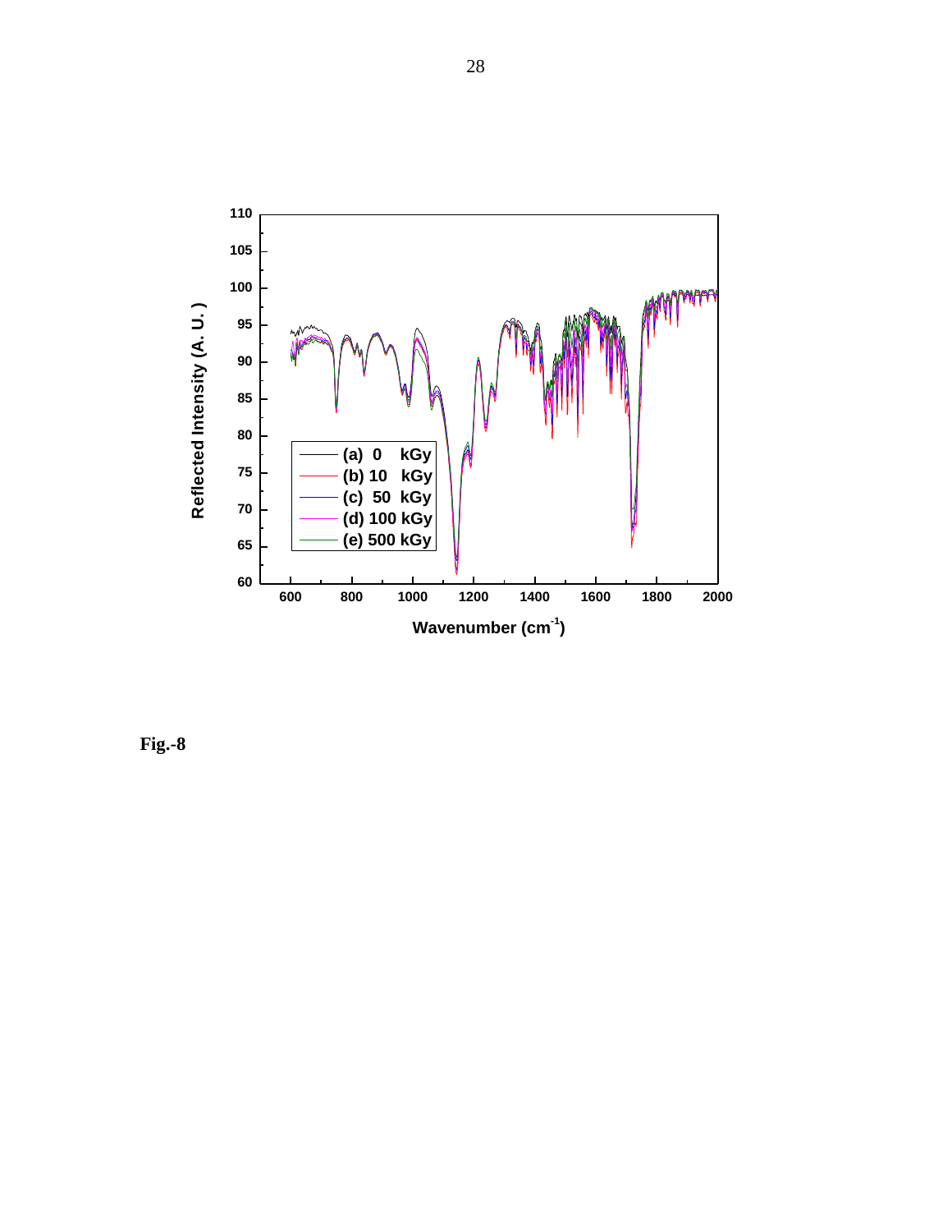Fig.-8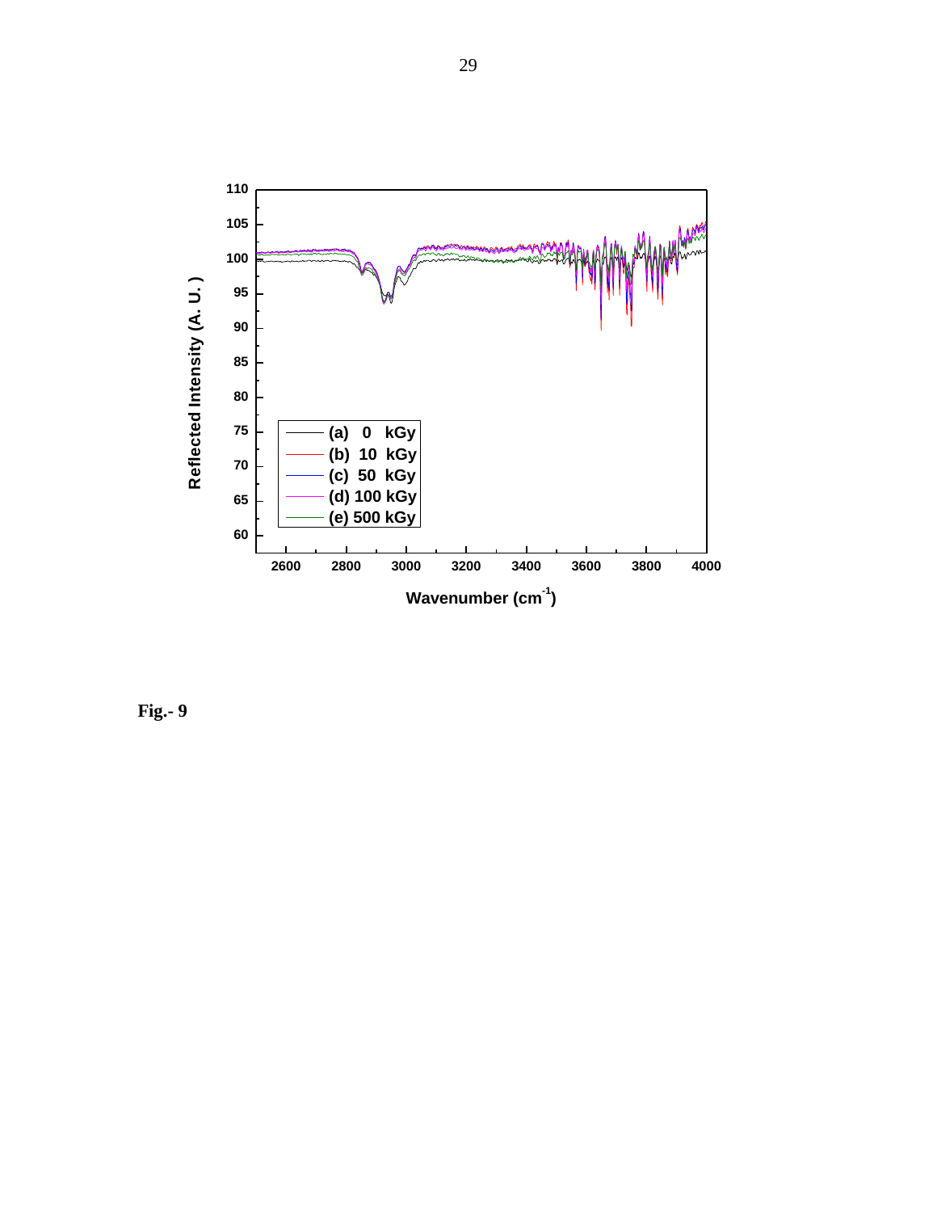Fig.- 9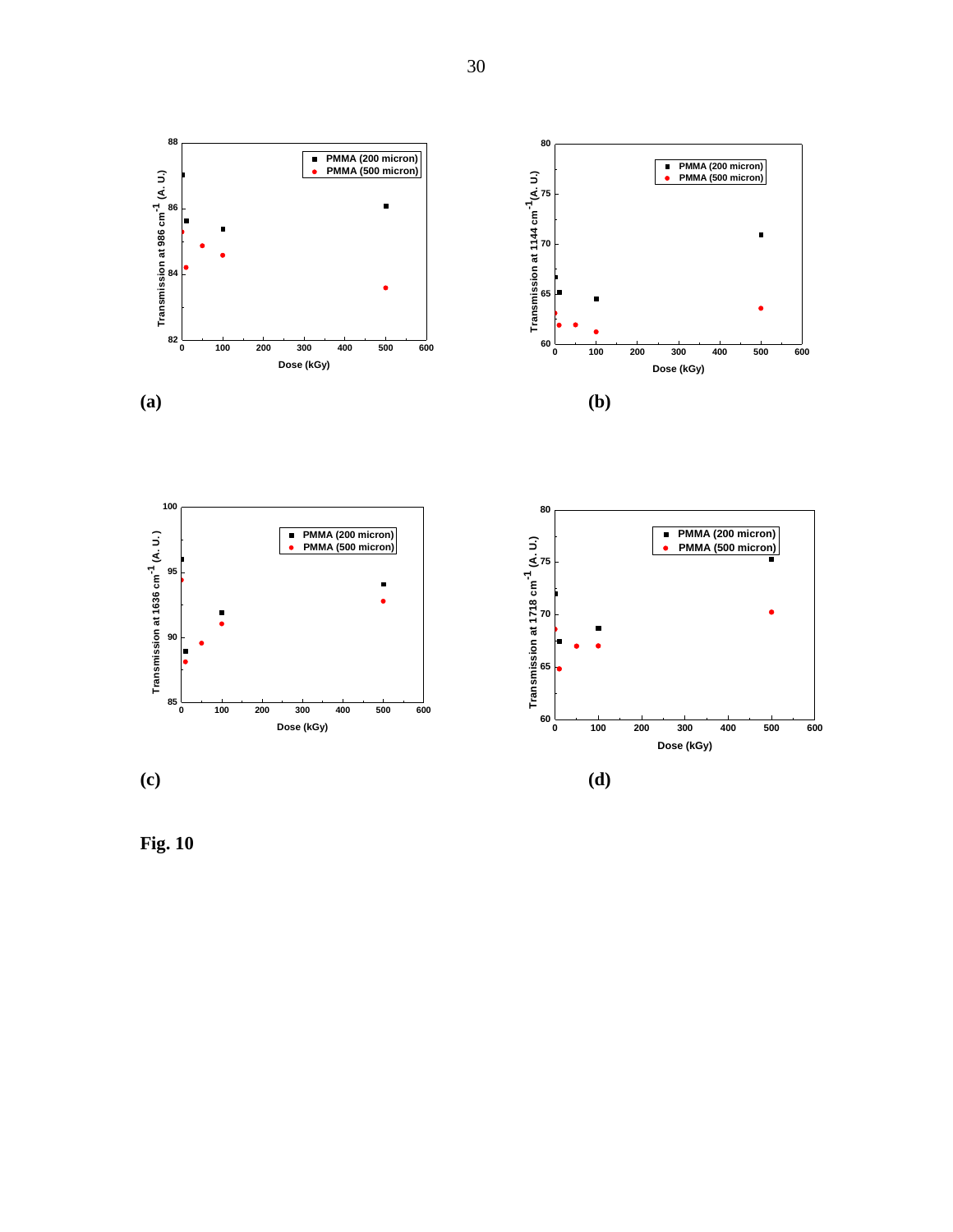(a)

(b)

(c)

(d)

**Fig. 10**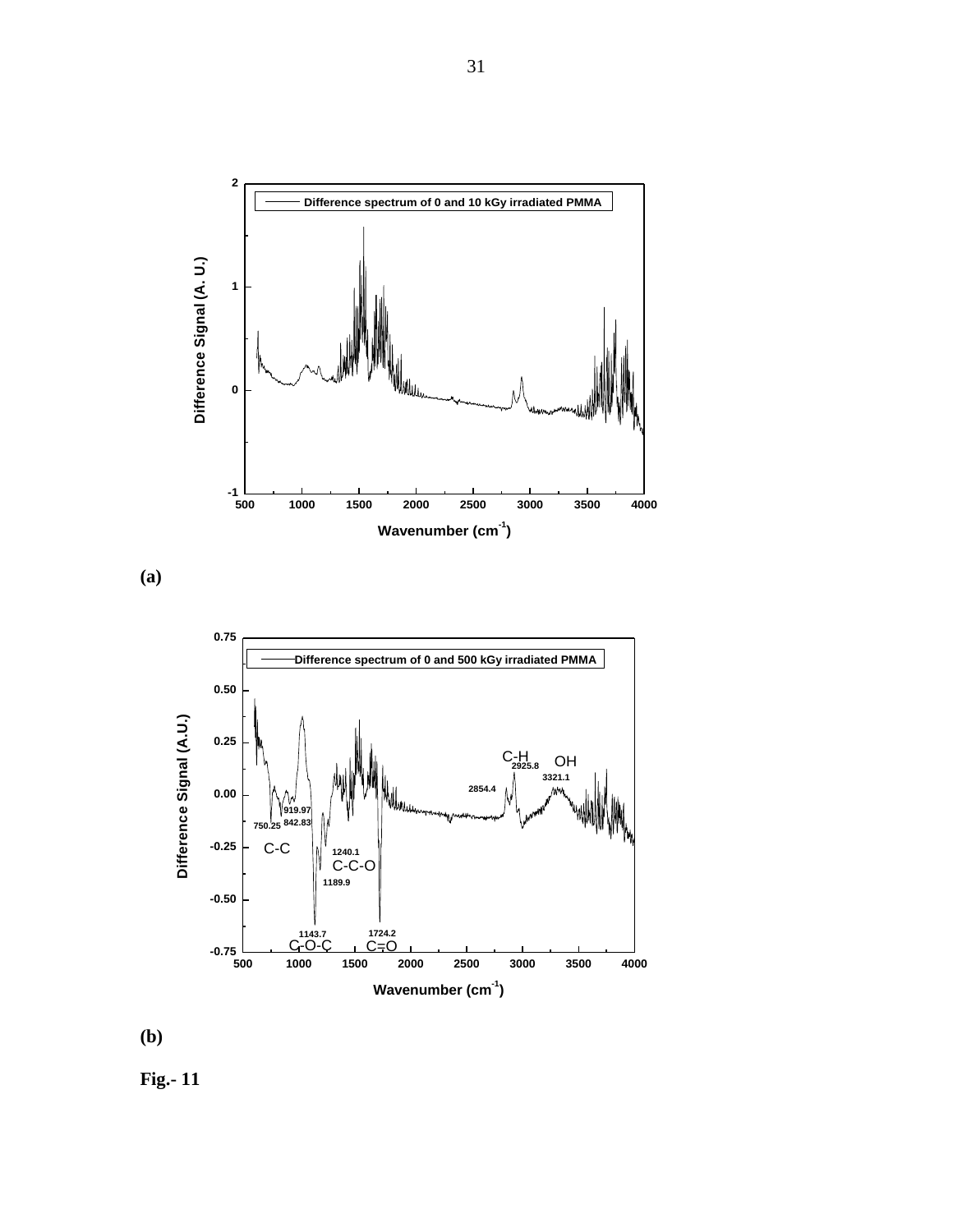Difference spectrum of 0 and 10 kGy irradiated PMMA

Difference Signal (A. U.)

Wavenumber ($cm^{-1}$)

2
1
0
-1

500 1000 1500 2000 2500 3000 3500 4000

**(a)**

Difference spectrum of 0 and 500 kGy irradiated PMMA

Difference Signal (A.U.)

Wavenumber ($cm^{-1}$)

0.75
0.50
0.25
0.00
-0.25
-0.50
-0.75

500 1000 1500 2000 2500 3000 3500 4000

C-H
2925.8
OH
3321.1
2854.4
919.97
842.83
750.25
C-C
1240.1
C-C-O
1189.9
1143.7
C-O-C
1724.2
C=O

**(b)**

**Fig.- 11**